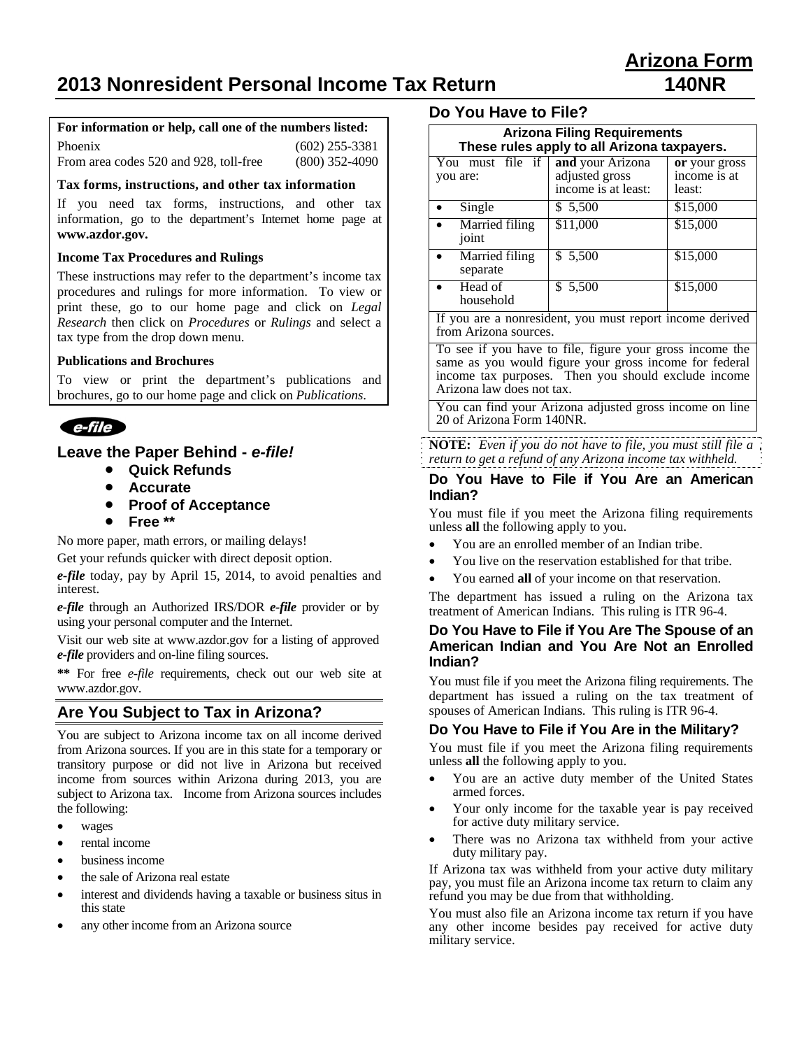# Arizona Form 140NR

# 2013 Nonresident Personal Income Tax Return

**For information or help, call one of the numbers listed:**

| | |
|---|---|
| Phoenix | (602) 255-3381 |
| From area codes 520 and 928, toll-free | (800) 352-4090 |

**Tax forms, instructions, and other tax information**

If you need tax forms, instructions, and other tax information, go to the department's Internet home page at **www.azdor.gov.**

**Income Tax Procedures and Rulings**

These instructions may refer to the department's income tax procedures and rulings for more information. To view or print these, go to our home page and click on *Legal Research* then click on *Procedures* or *Rulings* and select a tax type from the drop down menu.

**Publications and Brochures**

To view or print the department's publications and brochures, go to our home page and click on *Publications.*

*e-file*

## Leave the Paper Behind - *e-file!*

- **Quick Refunds**
- **Accurate**
- **Proof of Acceptance**
- **Free \*\***

No more paper, math errors, or mailing delays!

Get your refunds quicker with direct deposit option.

***e-file*** today, pay by April 15, 2014, to avoid penalties and interest.

***e-file*** through an Authorized IRS/DOR ***e-file*** provider or by using your personal computer and the Internet.

Visit our web site at www.azdor.gov for a listing of approved ***e-file*** providers and on-line filing sources.

**\*\*** For free *e-file* requirements, check out our web site at www.azdor.gov.

## Are You Subject to Tax in Arizona?

You are subject to Arizona income tax on all income derived from Arizona sources. If you are in this state for a temporary or transitory purpose or did not live in Arizona but received income from sources within Arizona during 2013, you are subject to Arizona tax. Income from Arizona sources includes the following:

- wages
- rental income
- business income
- the sale of Arizona real estate
- interest and dividends having a taxable or business situs in this state
- any other income from an Arizona source

## Do You Have to File?

**Arizona Filing Requirements**
**These rules apply to all Arizona taxpayers.**

| You must file if you are: | **and** your Arizona adjusted gross income is at least: | **or** your gross income is at least: |
|---|---|---|
| • Single | $ 5,500 | $15,000 |
| • Married filing joint | $11,000 | $15,000 |
| • Married filing separate | $ 5,500 | $15,000 |
| • Head of household | $ 5,500 | $15,000 |

If you are a nonresident, you must report income derived from Arizona sources.

To see if you have to file, figure your gross income the same as you would figure your gross income for federal income tax purposes. Then you should exclude income Arizona law does not tax.

You can find your Arizona adjusted gross income on line 20 of Arizona Form 140NR.

**NOTE:** *Even if you do not have to file, you must still file a return to get a refund of any Arizona income tax withheld.*

### Do You Have to File if You Are an American Indian?

You must file if you meet the Arizona filing requirements unless **all** the following apply to you.

- You are an enrolled member of an Indian tribe.
- You live on the reservation established for that tribe.
- You earned **all** of your income on that reservation.

The department has issued a ruling on the Arizona tax treatment of American Indians. This ruling is ITR 96-4.

### Do You Have to File if You Are The Spouse of an American Indian and You Are Not an Enrolled Indian?

You must file if you meet the Arizona filing requirements. The department has issued a ruling on the tax treatment of spouses of American Indians. This ruling is ITR 96-4.

### Do You Have to File if You Are in the Military?

You must file if you meet the Arizona filing requirements unless **all** the following apply to you.

- You are an active duty member of the United States armed forces.
- Your only income for the taxable year is pay received for active duty military service.
- There was no Arizona tax withheld from your active duty military pay.

If Arizona tax was withheld from your active duty military pay, you must file an Arizona income tax return to claim any refund you may be due from that withholding.

You must also file an Arizona income tax return if you have any other income besides pay received for active duty military service.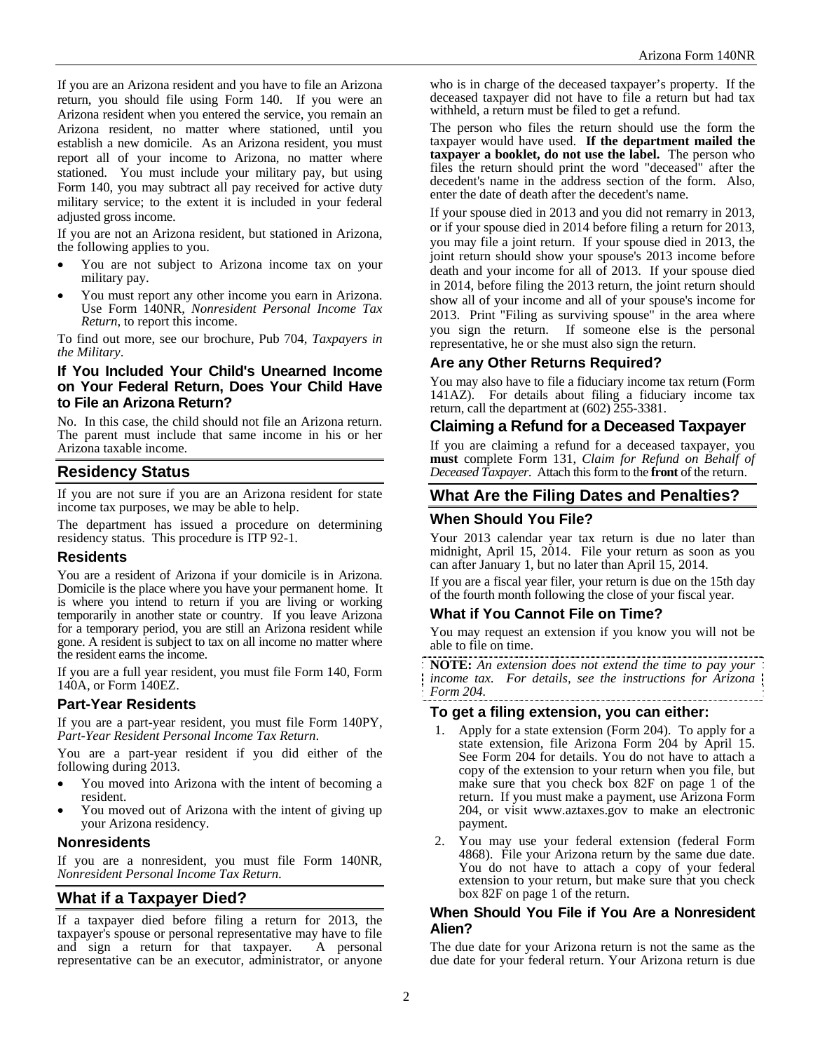If you are an Arizona resident and you have to file an Arizona return, you should file using Form 140. If you were an Arizona resident when you entered the service, you remain an Arizona resident, no matter where stationed, until you establish a new domicile. As an Arizona resident, you must report all of your income to Arizona, no matter where stationed. You must include your military pay, but using Form 140, you may subtract all pay received for active duty military service; to the extent it is included in your federal adjusted gross income.

If you are not an Arizona resident, but stationed in Arizona, the following applies to you.

- You are not subject to Arizona income tax on your military pay.
- You must report any other income you earn in Arizona. Use Form 140NR, *Nonresident Personal Income Tax Return*, to report this income.

To find out more, see our brochure, Pub 704, *Taxpayers in the Military*.

### If You Included Your Child's Unearned Income on Your Federal Return, Does Your Child Have to File an Arizona Return?

No. In this case, the child should not file an Arizona return. The parent must include that same income in his or her Arizona taxable income.

## Residency Status

If you are not sure if you are an Arizona resident for state income tax purposes, we may be able to help.

The department has issued a procedure on determining residency status. This procedure is ITP 92-1.

### Residents

You are a resident of Arizona if your domicile is in Arizona. Domicile is the place where you have your permanent home. It is where you intend to return if you are living or working temporarily in another state or country. If you leave Arizona for a temporary period, you are still an Arizona resident while gone. A resident is subject to tax on all income no matter where the resident earns the income.

If you are a full year resident, you must file Form 140, Form 140A, or Form 140EZ.

### Part-Year Residents

If you are a part-year resident, you must file Form 140PY, *Part-Year Resident Personal Income Tax Return*.

You are a part-year resident if you did either of the following during 2013.

- You moved into Arizona with the intent of becoming a resident.
- You moved out of Arizona with the intent of giving up your Arizona residency.

### Nonresidents

If you are a nonresident, you must file Form 140NR, *Nonresident Personal Income Tax Return*.

## What if a Taxpayer Died?

If a taxpayer died before filing a return for 2013, the taxpayer's spouse or personal representative may have to file and sign a return for that taxpayer. A personal representative can be an executor, administrator, or anyone who is in charge of the deceased taxpayer's property. If the deceased taxpayer did not have to file a return but had tax withheld, a return must be filed to get a refund.

The person who files the return should use the form the taxpayer would have used. **If the department mailed the taxpayer a booklet, do not use the label.** The person who files the return should print the word "deceased" after the decedent's name in the address section of the form. Also, enter the date of death after the decedent's name.

If your spouse died in 2013 and you did not remarry in 2013, or if your spouse died in 2014 before filing a return for 2013, you may file a joint return. If your spouse died in 2013, the joint return should show your spouse's 2013 income before death and your income for all of 2013. If your spouse died in 2014, before filing the 2013 return, the joint return should show all of your income and all of your spouse's income for 2013. Print "Filing as surviving spouse" in the area where you sign the return. If someone else is the personal representative, he or she must also sign the return.

### Are any Other Returns Required?

You may also have to file a fiduciary income tax return (Form 141AZ). For details about filing a fiduciary income tax return, call the department at (602) 255-3381.

## Claiming a Refund for a Deceased Taxpayer

If you are claiming a refund for a deceased taxpayer, you **must** complete Form 131, *Claim for Refund on Behalf of Deceased Taxpayer*. Attach this form to the **front** of the return.

## What Are the Filing Dates and Penalties?

### When Should You File?

Your 2013 calendar year tax return is due no later than midnight, April 15, 2014. File your return as soon as you can after January 1, but no later than April 15, 2014.

If you are a fiscal year filer, your return is due on the 15th day of the fourth month following the close of your fiscal year.

### What if You Cannot File on Time?

You may request an extension if you know you will not be able to file on time.

**NOTE:** *An extension does not extend the time to pay your income tax. For details, see the instructions for Arizona Form 204.*

### To get a filing extension, you can either:

1. Apply for a state extension (Form 204). To apply for a state extension, file Arizona Form 204 by April 15. See Form 204 for details. You do not have to attach a copy of the extension to your return when you file, but make sure that you check box 82F on page 1 of the return. If you must make a payment, use Arizona Form 204, or visit www.aztaxes.gov to make an electronic payment.
2. You may use your federal extension (federal Form 4868). File your Arizona return by the same due date. You do not have to attach a copy of your federal extension to your return, but make sure that you check box 82F on page 1 of the return.

### When Should You File if You Are a Nonresident Alien?

The due date for your Arizona return is not the same as the due date for your federal return. Your Arizona return is due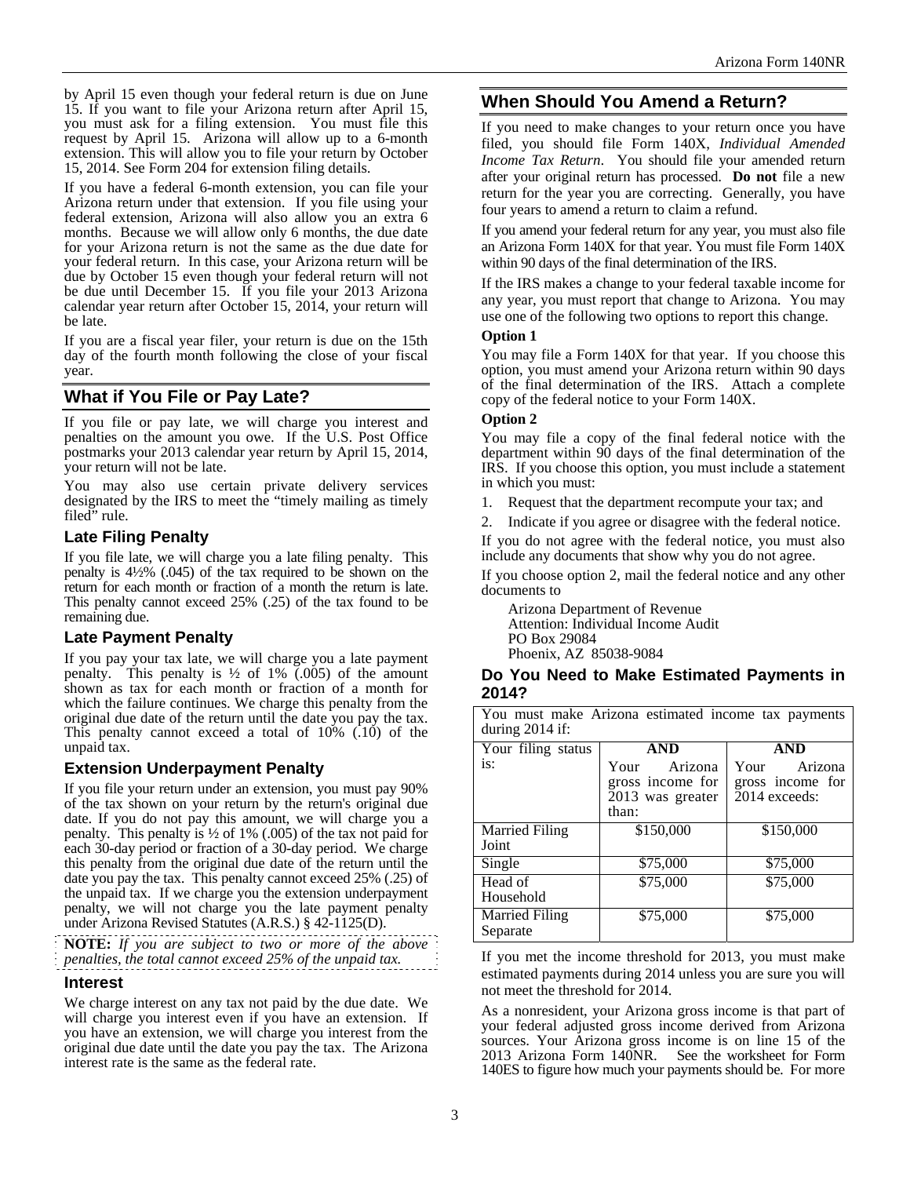by April 15 even though your federal return is due on June 15. If you want to file your Arizona return after April 15, you must ask for a filing extension. You must file this request by April 15. Arizona will allow up to a 6-month extension. This will allow you to file your return by October 15, 2014. See Form 204 for extension filing details.

If you have a federal 6-month extension, you can file your Arizona return under that extension. If you file using your federal extension, Arizona will also allow you an extra 6 months. Because we will allow only 6 months, the due date for your Arizona return is not the same as the due date for your federal return. In this case, your Arizona return will be due by October 15 even though your federal return will not be due until December 15. If you file your 2013 Arizona calendar year return after October 15, 2014, your return will be late.

If you are a fiscal year filer, your return is due on the 15th day of the fourth month following the close of your fiscal year.

## What if You File or Pay Late?

If you file or pay late, we will charge you interest and penalties on the amount you owe. If the U.S. Post Office postmarks your 2013 calendar year return by April 15, 2014, your return will not be late.

You may also use certain private delivery services designated by the IRS to meet the "timely mailing as timely filed" rule.

### Late Filing Penalty

If you file late, we will charge you a late filing penalty. This penalty is 4½% (.045) of the tax required to be shown on the return for each month or fraction of a month the return is late. This penalty cannot exceed 25% (.25) of the tax found to be remaining due.

### Late Payment Penalty

If you pay your tax late, we will charge you a late payment penalty. This penalty is ½ of 1% (.005) of the amount shown as tax for each month or fraction of a month for which the failure continues. We charge this penalty from the original due date of the return until the date you pay the tax. This penalty cannot exceed a total of 10% (.10) of the unpaid tax.

### Extension Underpayment Penalty

If you file your return under an extension, you must pay 90% of the tax shown on your return by the return's original due date. If you do not pay this amount, we will charge you a penalty. This penalty is ½ of 1% (.005) of the tax not paid for each 30-day period or fraction of a 30-day period. We charge this penalty from the original due date of the return until the date you pay the tax. This penalty cannot exceed 25% (.25) of the unpaid tax. If we charge you the extension underpayment penalty, we will not charge you the late payment penalty under Arizona Revised Statutes (A.R.S.) § 42-1125(D).

**NOTE:** *If you are subject to two or more of the above penalties, the total cannot exceed 25% of the unpaid tax.*

### Interest

We charge interest on any tax not paid by the due date. We will charge you interest even if you have an extension. If you have an extension, we will charge you interest from the original due date until the date you pay the tax. The Arizona interest rate is the same as the federal rate.

## When Should You Amend a Return?

If you need to make changes to your return once you have filed, you should file Form 140X, *Individual Amended Income Tax Return*. You should file your amended return after your original return has processed. **Do not** file a new return for the year you are correcting. Generally, you have four years to amend a return to claim a refund.

If you amend your federal return for any year, you must also file an Arizona Form 140X for that year. You must file Form 140X within 90 days of the final determination of the IRS.

If the IRS makes a change to your federal taxable income for any year, you must report that change to Arizona. You may use one of the following two options to report this change.

**Option 1**

You may file a Form 140X for that year. If you choose this option, you must amend your Arizona return within 90 days of the final determination of the IRS. Attach a complete copy of the federal notice to your Form 140X.

**Option 2**

You may file a copy of the final federal notice with the department within 90 days of the final determination of the IRS. If you choose this option, you must include a statement in which you must:

1. Request that the department recompute your tax; and
2. Indicate if you agree or disagree with the federal notice.

If you do not agree with the federal notice, you must also include any documents that show why you do not agree.

If you choose option 2, mail the federal notice and any other documents to

Arizona Department of Revenue
Attention: Individual Income Audit
PO Box 29084
Phoenix, AZ 85038-9084

### Do You Need to Make Estimated Payments in 2014?

You must make Arizona estimated income tax payments during 2014 if:

| Your filing status is: | AND Your Arizona gross income for 2013 was greater than: | AND Your Arizona gross income for 2014 exceeds: |
|---|---|---|
| Married Filing Joint | $150,000 | $150,000 |
| Single | $75,000 | $75,000 |
| Head of Household | $75,000 | $75,000 |
| Married Filing Separate | $75,000 | $75,000 |

If you met the income threshold for 2013, you must make estimated payments during 2014 unless you are sure you will not meet the threshold for 2014.

As a nonresident, your Arizona gross income is that part of your federal adjusted gross income derived from Arizona sources. Your Arizona gross income is on line 15 of the 2013 Arizona Form 140NR. See the worksheet for Form 140ES to figure how much your payments should be. For more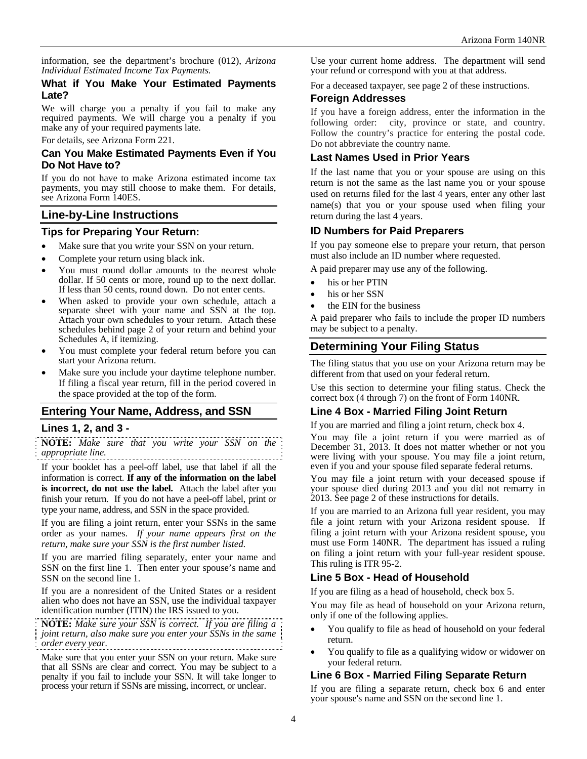information, see the department's brochure (012), *Arizona Individual Estimated Income Tax Payments.*

### What if You Make Your Estimated Payments Late?

We will charge you a penalty if you fail to make any required payments. We will charge you a penalty if you make any of your required payments late.

For details, see Arizona Form 221.

### Can You Make Estimated Payments Even if You Do Not Have to?

If you do not have to make Arizona estimated income tax payments, you may still choose to make them. For details, see Arizona Form 140ES.

## Line-by-Line Instructions

### Tips for Preparing Your Return:

- Make sure that you write your SSN on your return.
- Complete your return using black ink.
- You must round dollar amounts to the nearest whole dollar. If 50 cents or more, round up to the next dollar. If less than 50 cents, round down. Do not enter cents.
- When asked to provide your own schedule, attach a separate sheet with your name and SSN at the top. Attach your own schedules to your return. Attach these schedules behind page 2 of your return and behind your Schedules A, if itemizing.
- You must complete your federal return before you can start your Arizona return.
- Make sure you include your daytime telephone number. If filing a fiscal year return, fill in the period covered in the space provided at the top of the form.

## Entering Your Name, Address, and SSN

### Lines 1, 2, and 3 -

**NOTE:** *Make sure that you write your SSN on the appropriate line.*

If your booklet has a peel-off label, use that label if all the information is correct. **If any of the information on the label is incorrect, do not use the label.** Attach the label after you finish your return. If you do not have a peel-off label, print or type your name, address, and SSN in the space provided.

If you are filing a joint return, enter your SSNs in the same order as your names. *If your name appears first on the return, make sure your SSN is the first number listed.*

If you are married filing separately, enter your name and SSN on the first line 1. Then enter your spouse's name and SSN on the second line 1.

If you are a nonresident of the United States or a resident alien who does not have an SSN, use the individual taxpayer identification number (ITIN) the IRS issued to you.

**NOTE:** *Make sure your SSN is correct. If you are filing a joint return, also make sure you enter your SSNs in the same order every year.*

Make sure that you enter your SSN on your return. Make sure that all SSNs are clear and correct. You may be subject to a penalty if you fail to include your SSN. It will take longer to process your return if SSNs are missing, incorrect, or unclear.

Use your current home address. The department will send your refund or correspond with you at that address.

For a deceased taxpayer, see page 2 of these instructions.

### Foreign Addresses

If you have a foreign address, enter the information in the following order: city, province or state, and country. Follow the country's practice for entering the postal code. Do not abbreviate the country name.

### Last Names Used in Prior Years

If the last name that you or your spouse are using on this return is not the same as the last name you or your spouse used on returns filed for the last 4 years, enter any other last name(s) that you or your spouse used when filing your return during the last 4 years.

### ID Numbers for Paid Preparers

If you pay someone else to prepare your return, that person must also include an ID number where requested.

A paid preparer may use any of the following.

- his or her PTIN
- his or her SSN
- the EIN for the business

A paid preparer who fails to include the proper ID numbers may be subject to a penalty.

## Determining Your Filing Status

The filing status that you use on your Arizona return may be different from that used on your federal return.

Use this section to determine your filing status. Check the correct box (4 through 7) on the front of Form 140NR.

### Line 4 Box - Married Filing Joint Return

If you are married and filing a joint return, check box 4.

You may file a joint return if you were married as of December 31, 2013. It does not matter whether or not you were living with your spouse. You may file a joint return, even if you and your spouse filed separate federal returns.

You may file a joint return with your deceased spouse if your spouse died during 2013 and you did not remarry in 2013. See page 2 of these instructions for details.

If you are married to an Arizona full year resident, you may file a joint return with your Arizona resident spouse. If filing a joint return with your Arizona resident spouse, you must use Form 140NR. The department has issued a ruling on filing a joint return with your full-year resident spouse. This ruling is ITR 95-2.

### Line 5 Box - Head of Household

If you are filing as a head of household, check box 5.

You may file as head of household on your Arizona return, only if one of the following applies.

- You qualify to file as head of household on your federal return.
- You qualify to file as a qualifying widow or widower on your federal return.

### Line 6 Box - Married Filing Separate Return

If you are filing a separate return, check box 6 and enter your spouse's name and SSN on the second line 1.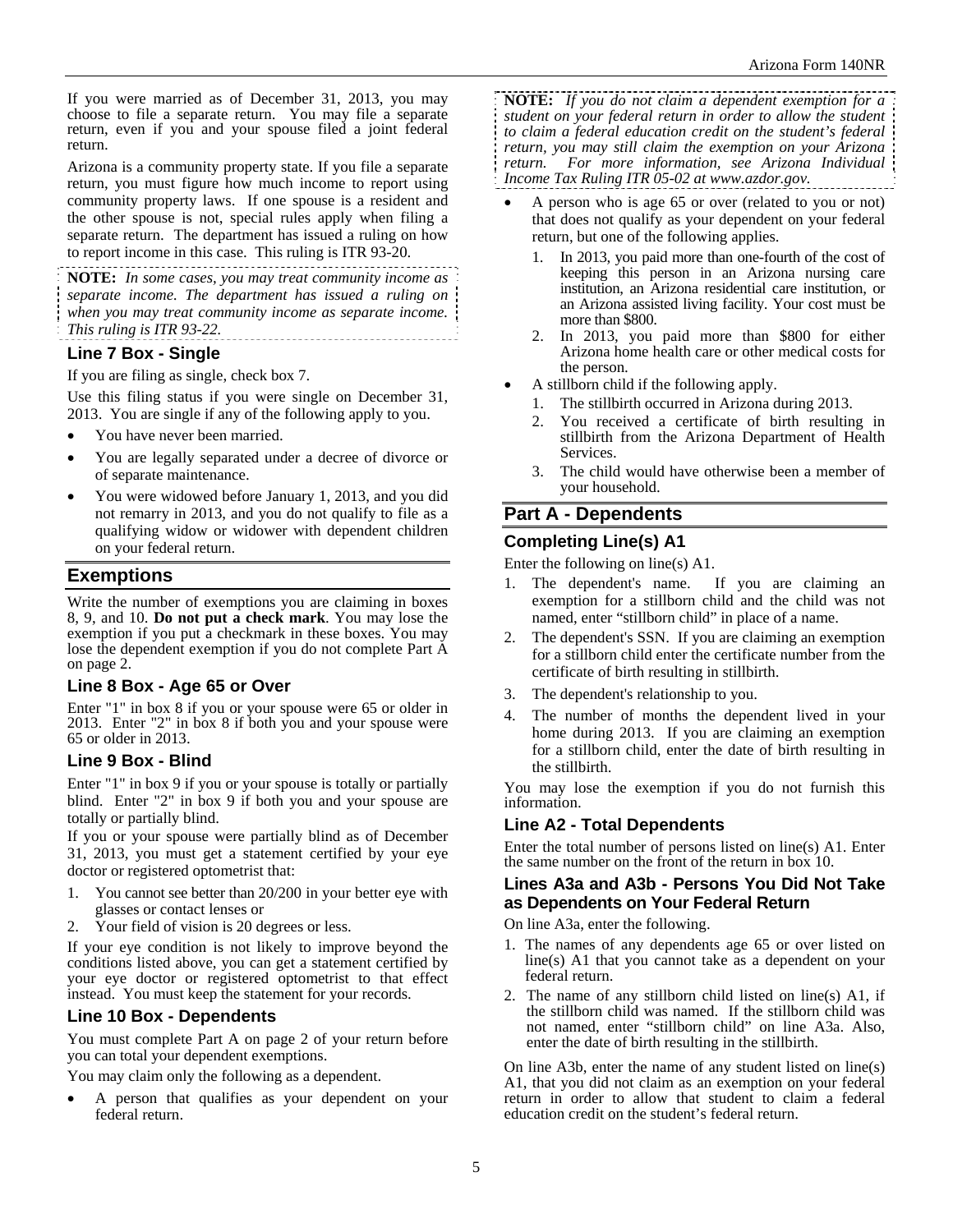If you were married as of December 31, 2013, you may choose to file a separate return. You may file a separate return, even if you and your spouse filed a joint federal return.

Arizona is a community property state. If you file a separate return, you must figure how much income to report using community property laws. If one spouse is a resident and the other spouse is not, special rules apply when filing a separate return. The department has issued a ruling on how to report income in this case. This ruling is ITR 93-20.

**NOTE:** *In some cases, you may treat community income as separate income. The department has issued a ruling on when you may treat community income as separate income. This ruling is ITR 93-22.*

### Line 7 Box - Single

If you are filing as single, check box 7.

Use this filing status if you were single on December 31, 2013. You are single if any of the following apply to you.

- You have never been married.
- You are legally separated under a decree of divorce or of separate maintenance.
- You were widowed before January 1, 2013, and you did not remarry in 2013, and you do not qualify to file as a qualifying widow or widower with dependent children on your federal return.

## Exemptions

Write the number of exemptions you are claiming in boxes 8, 9, and 10. **Do not put a check mark**. You may lose the exemption if you put a checkmark in these boxes. You may lose the dependent exemption if you do not complete Part A on page 2.

### Line 8 Box - Age 65 or Over

Enter "1" in box 8 if you or your spouse were 65 or older in 2013. Enter "2" in box 8 if both you and your spouse were 65 or older in 2013.

### Line 9 Box - Blind

Enter "1" in box 9 if you or your spouse is totally or partially blind. Enter "2" in box 9 if both you and your spouse are totally or partially blind.

If you or your spouse were partially blind as of December 31, 2013, you must get a statement certified by your eye doctor or registered optometrist that:

1. You cannot see better than 20/200 in your better eye with glasses or contact lenses or
2. Your field of vision is 20 degrees or less.

If your eye condition is not likely to improve beyond the conditions listed above, you can get a statement certified by your eye doctor or registered optometrist to that effect instead. You must keep the statement for your records.

### Line 10 Box - Dependents

You must complete Part A on page 2 of your return before you can total your dependent exemptions.

You may claim only the following as a dependent.

- A person that qualifies as your dependent on your federal return.

**NOTE:** *If you do not claim a dependent exemption for a student on your federal return in order to allow the student to claim a federal education credit on the student's federal return, you may still claim the exemption on your Arizona return. For more information, see Arizona Individual Income Tax Ruling ITR 05-02 at www.azdor.gov.*

- A person who is age 65 or over (related to you or not) that does not qualify as your dependent on your federal return, but one of the following applies.
  1. In 2013, you paid more than one-fourth of the cost of keeping this person in an Arizona nursing care institution, an Arizona residential care institution, or an Arizona assisted living facility. Your cost must be more than $800.
  2. In 2013, you paid more than $800 for either Arizona home health care or other medical costs for the person.
- A stillborn child if the following apply.
  1. The stillbirth occurred in Arizona during 2013.
  2. You received a certificate of birth resulting in stillbirth from the Arizona Department of Health Services.
  3. The child would have otherwise been a member of your household.

## Part A - Dependents

### Completing Line(s) A1

Enter the following on line(s) A1.

1. The dependent's name. If you are claiming an exemption for a stillborn child and the child was not named, enter "stillborn child" in place of a name.
2. The dependent's SSN. If you are claiming an exemption for a stillborn child enter the certificate number from the certificate of birth resulting in stillbirth.
3. The dependent's relationship to you.
4. The number of months the dependent lived in your home during 2013. If you are claiming an exemption for a stillborn child, enter the date of birth resulting in the stillbirth.

You may lose the exemption if you do not furnish this information.

### Line A2 - Total Dependents

Enter the total number of persons listed on line(s) A1. Enter the same number on the front of the return in box 10.

### Lines A3a and A3b - Persons You Did Not Take as Dependents on Your Federal Return

On line A3a, enter the following.

1. The names of any dependents age 65 or over listed on line(s) A1 that you cannot take as a dependent on your federal return.
2. The name of any stillborn child listed on line(s) A1, if the stillborn child was named. If the stillborn child was not named, enter "stillborn child" on line A3a. Also, enter the date of birth resulting in the stillbirth.

On line A3b, enter the name of any student listed on line(s) A1, that you did not claim as an exemption on your federal return in order to allow that student to claim a federal education credit on the student's federal return.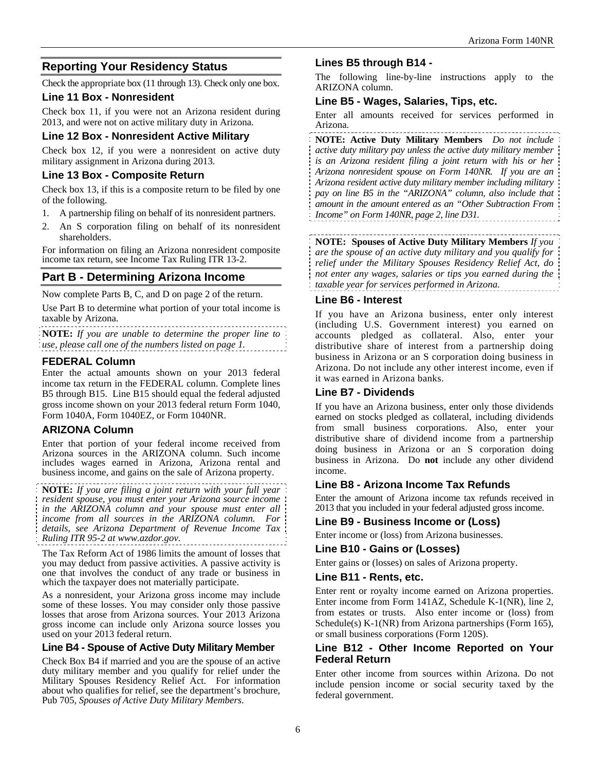## Reporting Your Residency Status

Check the appropriate box (11 through 13). Check only one box.

### Line 11 Box - Nonresident

Check box 11, if you were not an Arizona resident during 2013, and were not on active military duty in Arizona.

### Line 12 Box - Nonresident Active Military

Check box 12, if you were a nonresident on active duty military assignment in Arizona during 2013.

### Line 13 Box - Composite Return

Check box 13, if this is a composite return to be filed by one of the following.

1. A partnership filing on behalf of its nonresident partners.
2. An S corporation filing on behalf of its nonresident shareholders.

For information on filing an Arizona nonresident composite income tax return, see Income Tax Ruling ITR 13-2.

## Part B - Determining Arizona Income

Now complete Parts B, C, and D on page 2 of the return.

Use Part B to determine what portion of your total income is taxable by Arizona.

**NOTE:** *If you are unable to determine the proper line to use, please call one of the numbers listed on page 1.*

### FEDERAL Column

Enter the actual amounts shown on your 2013 federal income tax return in the FEDERAL column. Complete lines B5 through B15. Line B15 should equal the federal adjusted gross income shown on your 2013 federal return Form 1040, Form 1040A, Form 1040EZ, or Form 1040NR.

### ARIZONA Column

Enter that portion of your federal income received from Arizona sources in the ARIZONA column. Such income includes wages earned in Arizona, Arizona rental and business income, and gains on the sale of Arizona property.

**NOTE:** *If you are filing a joint return with your full year resident spouse, you must enter your Arizona source income in the ARIZONA column and your spouse must enter all income from all sources in the ARIZONA column. For details, see Arizona Department of Revenue Income Tax Ruling ITR 95-2 at www.azdor.gov.*

The Tax Reform Act of 1986 limits the amount of losses that you may deduct from passive activities. A passive activity is one that involves the conduct of any trade or business in which the taxpayer does not materially participate.

As a nonresident, your Arizona gross income may include some of these losses. You may consider only those passive losses that arose from Arizona sources. Your 2013 Arizona gross income can include only Arizona source losses you used on your 2013 federal return.

### Line B4 - Spouse of Active Duty Military Member

Check Box B4 if married and you are the spouse of an active duty military member and you qualify for relief under the Military Spouses Residency Relief Act. For information about who qualifies for relief, see the department's brochure, Pub 705, *Spouses of Active Duty Military Members*.

### Lines B5 through B14 -

The following line-by-line instructions apply to the ARIZONA column.

### Line B5 - Wages, Salaries, Tips, etc.

Enter all amounts received for services performed in Arizona.

**NOTE: Active Duty Military Members** *Do not include active duty military pay unless the active duty military member is an Arizona resident filing a joint return with his or her Arizona nonresident spouse on Form 140NR. If you are an Arizona resident active duty military member including military pay on line B5 in the "ARIZONA" column, also include that amount in the amount entered as an "Other Subtraction From Income" on Form 140NR, page 2, line D31.*

**NOTE: Spouses of Active Duty Military Members** *If you are the spouse of an active duty military and you qualify for relief under the Military Spouses Residency Relief Act, do not enter any wages, salaries or tips you earned during the taxable year for services performed in Arizona.*

### Line B6 - Interest

If you have an Arizona business, enter only interest (including U.S. Government interest) you earned on accounts pledged as collateral. Also, enter your distributive share of interest from a partnership doing business in Arizona or an S corporation doing business in Arizona. Do not include any other interest income, even if it was earned in Arizona banks.

### Line B7 - Dividends

If you have an Arizona business, enter only those dividends earned on stocks pledged as collateral, including dividends from small business corporations. Also, enter your distributive share of dividend income from a partnership doing business in Arizona or an S corporation doing business in Arizona. Do **not** include any other dividend income.

### Line B8 - Arizona Income Tax Refunds

Enter the amount of Arizona income tax refunds received in 2013 that you included in your federal adjusted gross income.

### Line B9 - Business Income or (Loss)

Enter income or (loss) from Arizona businesses.

### Line B10 - Gains or (Losses)

Enter gains or (losses) on sales of Arizona property.

### Line B11 - Rents, etc.

Enter rent or royalty income earned on Arizona properties. Enter income from Form 141AZ, Schedule K-1(NR), line 2, from estates or trusts. Also enter income or (loss) from Schedule(s) K-1(NR) from Arizona partnerships (Form 165), or small business corporations (Form 120S).

### Line B12 - Other Income Reported on Your Federal Return

Enter other income from sources within Arizona. Do not include pension income or social security taxed by the federal government.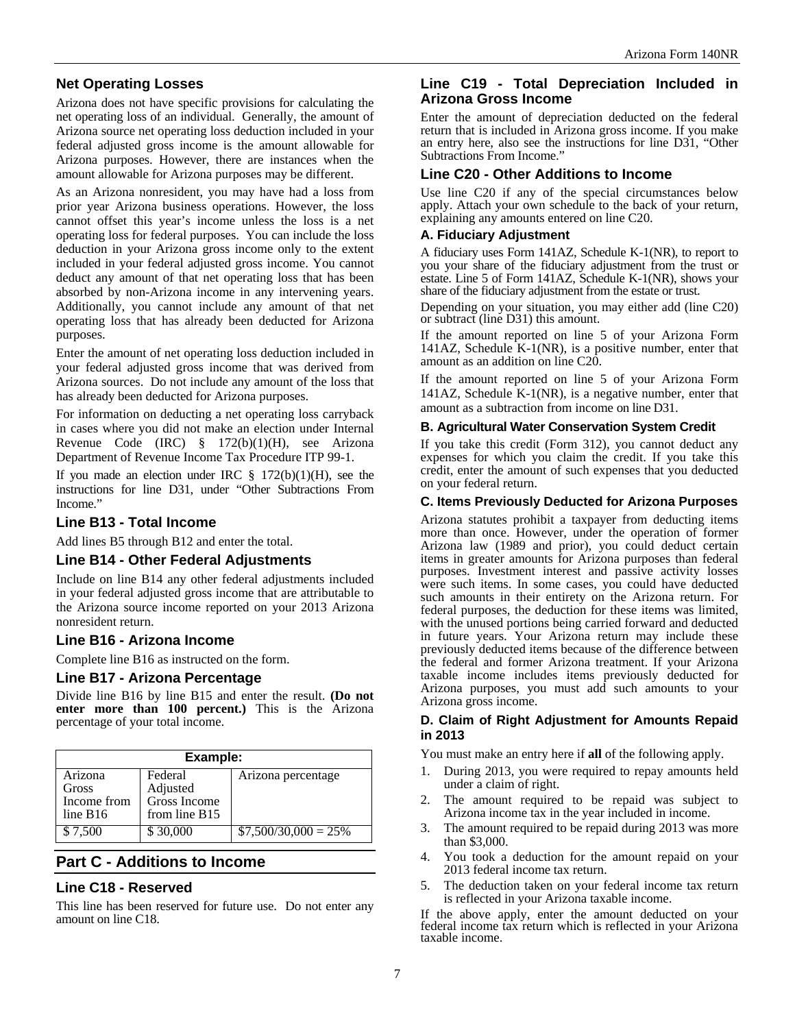## Net Operating Losses

Arizona does not have specific provisions for calculating the net operating loss of an individual. Generally, the amount of Arizona source net operating loss deduction included in your federal adjusted gross income is the amount allowable for Arizona purposes. However, there are instances when the amount allowable for Arizona purposes may be different.

As an Arizona nonresident, you may have had a loss from prior year Arizona business operations. However, the loss cannot offset this year's income unless the loss is a net operating loss for federal purposes. You can include the loss deduction in your Arizona gross income only to the extent included in your federal adjusted gross income. You cannot deduct any amount of that net operating loss that has been absorbed by non-Arizona income in any intervening years. Additionally, you cannot include any amount of that net operating loss that has already been deducted for Arizona purposes.

Enter the amount of net operating loss deduction included in your federal adjusted gross income that was derived from Arizona sources. Do not include any amount of the loss that has already been deducted for Arizona purposes.

For information on deducting a net operating loss carryback in cases where you did not make an election under Internal Revenue Code (IRC) § 172(b)(1)(H), see Arizona Department of Revenue Income Tax Procedure ITP 99-1.

If you made an election under IRC § 172(b)(1)(H), see the instructions for line D31, under "Other Subtractions From Income."

## Line B13 - Total Income

Add lines B5 through B12 and enter the total.

## Line B14 - Other Federal Adjustments

Include on line B14 any other federal adjustments included in your federal adjusted gross income that are attributable to the Arizona source income reported on your 2013 Arizona nonresident return.

## Line B16 - Arizona Income

Complete line B16 as instructed on the form.

## Line B17 - Arizona Percentage

Divide line B16 by line B15 and enter the result. **(Do not enter more than 100 percent.)** This is the Arizona percentage of your total income.

| Example: | | |
|---|---|---|
| Arizona Gross Income from line B16 | Federal Adjusted Gross Income from line B15 | Arizona percentage |
| $ 7,500 | $ 30,000 | $7,500/30,000 = 25% |

# Part C - Additions to Income

## Line C18 - Reserved

This line has been reserved for future use. Do not enter any amount on line C18.

## Line C19 - Total Depreciation Included in Arizona Gross Income

Enter the amount of depreciation deducted on the federal return that is included in Arizona gross income. If you make an entry here, also see the instructions for line D31, "Other Subtractions From Income."

## Line C20 - Other Additions to Income

Use line C20 if any of the special circumstances below apply. Attach your own schedule to the back of your return, explaining any amounts entered on line C20.

### A. Fiduciary Adjustment

A fiduciary uses Form 141AZ, Schedule K-1(NR), to report to you your share of the fiduciary adjustment from the trust or estate. Line 5 of Form 141AZ, Schedule K-1(NR), shows your share of the fiduciary adjustment from the estate or trust.

Depending on your situation, you may either add (line C20) or subtract (line D31) this amount.

If the amount reported on line 5 of your Arizona Form 141AZ, Schedule K-1(NR), is a positive number, enter that amount as an addition on line C20.

If the amount reported on line 5 of your Arizona Form 141AZ, Schedule K-1(NR), is a negative number, enter that amount as a subtraction from income on line D31.

### B. Agricultural Water Conservation System Credit

If you take this credit (Form 312), you cannot deduct any expenses for which you claim the credit. If you take this credit, enter the amount of such expenses that you deducted on your federal return.

### C. Items Previously Deducted for Arizona Purposes

Arizona statutes prohibit a taxpayer from deducting items more than once. However, under the operation of former Arizona law (1989 and prior), you could deduct certain items in greater amounts for Arizona purposes than federal purposes. Investment interest and passive activity losses were such items. In some cases, you could have deducted such amounts in their entirety on the Arizona return. For federal purposes, the deduction for these items was limited, with the unused portions being carried forward and deducted in future years. Your Arizona return may include these previously deducted items because of the difference between the federal and former Arizona treatment. If your Arizona taxable income includes items previously deducted for Arizona purposes, you must add such amounts to your Arizona gross income.

### D. Claim of Right Adjustment for Amounts Repaid in 2013

You must make an entry here if **all** of the following apply.

1. During 2013, you were required to repay amounts held under a claim of right.
2. The amount required to be repaid was subject to Arizona income tax in the year included in income.
3. The amount required to be repaid during 2013 was more than $3,000.
4. You took a deduction for the amount repaid on your 2013 federal income tax return.
5. The deduction taken on your federal income tax return is reflected in your Arizona taxable income.

If the above apply, enter the amount deducted on your federal income tax return which is reflected in your Arizona taxable income.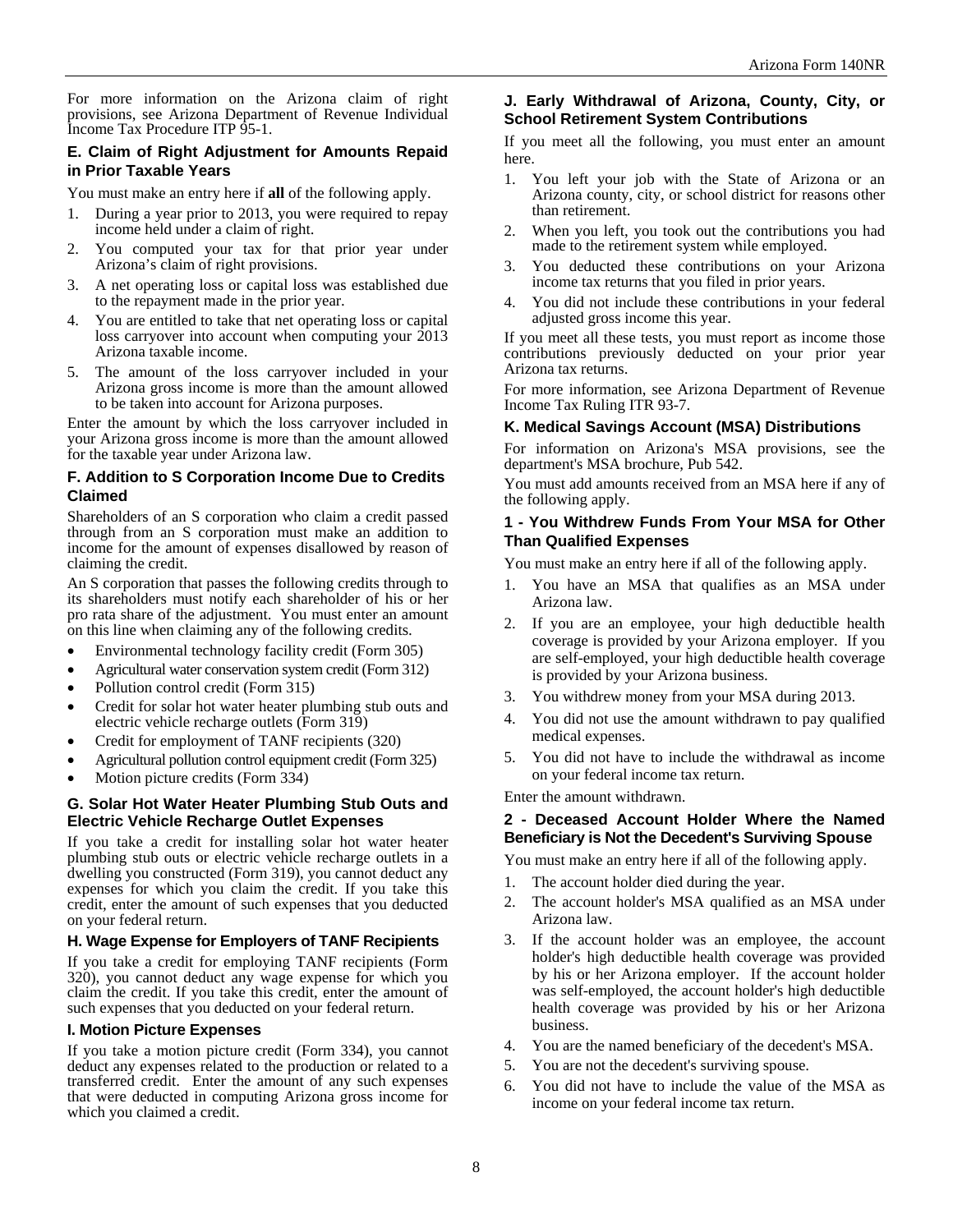For more information on the Arizona claim of right provisions, see Arizona Department of Revenue Individual Income Tax Procedure ITP 95-1.

### E. Claim of Right Adjustment for Amounts Repaid in Prior Taxable Years

You must make an entry here if **all** of the following apply.

1. During a year prior to 2013, you were required to repay income held under a claim of right.
2. You computed your tax for that prior year under Arizona's claim of right provisions.
3. A net operating loss or capital loss was established due to the repayment made in the prior year.
4. You are entitled to take that net operating loss or capital loss carryover into account when computing your 2013 Arizona taxable income.
5. The amount of the loss carryover included in your Arizona gross income is more than the amount allowed to be taken into account for Arizona purposes.

Enter the amount by which the loss carryover included in your Arizona gross income is more than the amount allowed for the taxable year under Arizona law.

### F. Addition to S Corporation Income Due to Credits Claimed

Shareholders of an S corporation who claim a credit passed through from an S corporation must make an addition to income for the amount of expenses disallowed by reason of claiming the credit.

An S corporation that passes the following credits through to its shareholders must notify each shareholder of his or her pro rata share of the adjustment. You must enter an amount on this line when claiming any of the following credits.

- Environmental technology facility credit (Form 305)
- Agricultural water conservation system credit (Form 312)
- Pollution control credit (Form 315)
- Credit for solar hot water heater plumbing stub outs and electric vehicle recharge outlets (Form 319)
- Credit for employment of TANF recipients (320)
- Agricultural pollution control equipment credit (Form 325)
- Motion picture credits (Form 334)

### G. Solar Hot Water Heater Plumbing Stub Outs and Electric Vehicle Recharge Outlet Expenses

If you take a credit for installing solar hot water heater plumbing stub outs or electric vehicle recharge outlets in a dwelling you constructed (Form 319), you cannot deduct any expenses for which you claim the credit. If you take this credit, enter the amount of such expenses that you deducted on your federal return.

### H. Wage Expense for Employers of TANF Recipients

If you take a credit for employing TANF recipients (Form 320), you cannot deduct any wage expense for which you claim the credit. If you take this credit, enter the amount of such expenses that you deducted on your federal return.

### I. Motion Picture Expenses

If you take a motion picture credit (Form 334), you cannot deduct any expenses related to the production or related to a transferred credit. Enter the amount of any such expenses that were deducted in computing Arizona gross income for which you claimed a credit.

### J. Early Withdrawal of Arizona, County, City, or School Retirement System Contributions

If you meet all the following, you must enter an amount here.

1. You left your job with the State of Arizona or an Arizona county, city, or school district for reasons other than retirement.
2. When you left, you took out the contributions you had made to the retirement system while employed.
3. You deducted these contributions on your Arizona income tax returns that you filed in prior years.
4. You did not include these contributions in your federal adjusted gross income this year.

If you meet all these tests, you must report as income those contributions previously deducted on your prior year Arizona tax returns.

For more information, see Arizona Department of Revenue Income Tax Ruling ITR 93-7.

### K. Medical Savings Account (MSA) Distributions

For information on Arizona's MSA provisions, see the department's MSA brochure, Pub 542.

You must add amounts received from an MSA here if any of the following apply.

#### 1 - You Withdrew Funds From Your MSA for Other Than Qualified Expenses

You must make an entry here if all of the following apply.

1. You have an MSA that qualifies as an MSA under Arizona law.
2. If you are an employee, your high deductible health coverage is provided by your Arizona employer. If you are self-employed, your high deductible health coverage is provided by your Arizona business.
3. You withdrew money from your MSA during 2013.
4. You did not use the amount withdrawn to pay qualified medical expenses.
5. You did not have to include the withdrawal as income on your federal income tax return.

Enter the amount withdrawn.

#### 2 - Deceased Account Holder Where the Named Beneficiary is Not the Decedent's Surviving Spouse

You must make an entry here if all of the following apply.

1. The account holder died during the year.
2. The account holder's MSA qualified as an MSA under Arizona law.
3. If the account holder was an employee, the account holder's high deductible health coverage was provided by his or her Arizona employer. If the account holder was self-employed, the account holder's high deductible health coverage was provided by his or her Arizona business.
4. You are the named beneficiary of the decedent's MSA.
5. You are not the decedent's surviving spouse.
6. You did not have to include the value of the MSA as income on your federal income tax return.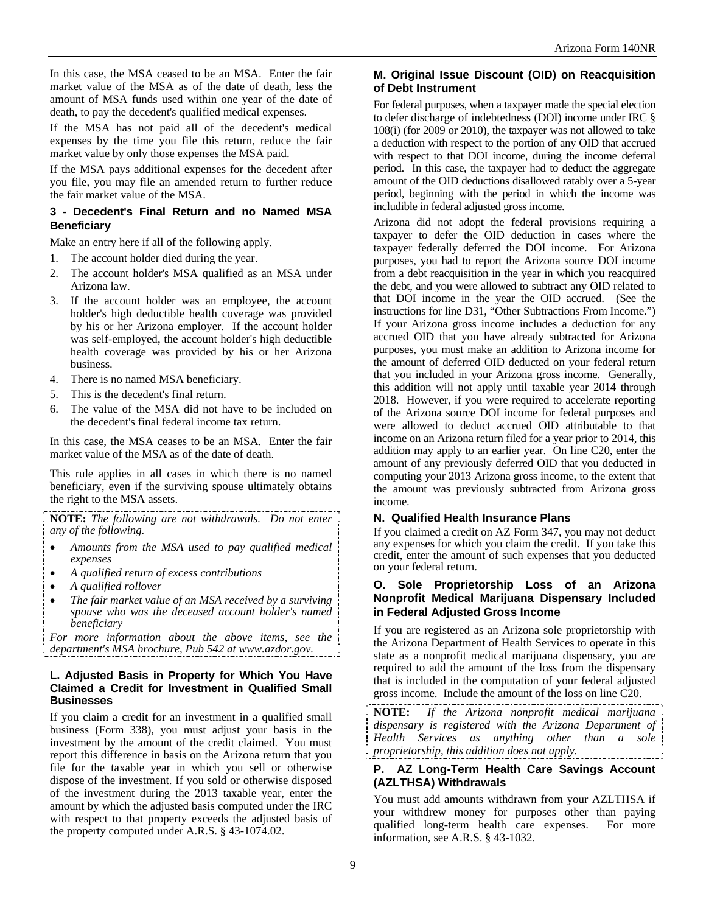In this case, the MSA ceased to be an MSA. Enter the fair market value of the MSA as of the date of death, less the amount of MSA funds used within one year of the date of death, to pay the decedent's qualified medical expenses.

If the MSA has not paid all of the decedent's medical expenses by the time you file this return, reduce the fair market value by only those expenses the MSA paid.

If the MSA pays additional expenses for the decedent after you file, you may file an amended return to further reduce the fair market value of the MSA.

#### 3 - Decedent's Final Return and no Named MSA Beneficiary

Make an entry here if all of the following apply.

1. The account holder died during the year.
2. The account holder's MSA qualified as an MSA under Arizona law.
3. If the account holder was an employee, the account holder's high deductible health coverage was provided by his or her Arizona employer. If the account holder was self-employed, the account holder's high deductible health coverage was provided by his or her Arizona business.
4. There is no named MSA beneficiary.
5. This is the decedent's final return.
6. The value of the MSA did not have to be included on the decedent's final federal income tax return.

In this case, the MSA ceases to be an MSA. Enter the fair market value of the MSA as of the date of death.

This rule applies in all cases in which there is no named beneficiary, even if the surviving spouse ultimately obtains the right to the MSA assets.

**NOTE:** *The following are not withdrawals. Do not enter any of the following.*

- *Amounts from the MSA used to pay qualified medical expenses*
- *A qualified return of excess contributions*
- *A qualified rollover*
- *The fair market value of an MSA received by a surviving spouse who was the deceased account holder's named beneficiary*

*For more information about the above items, see the department's MSA brochure, Pub 542 at www.azdor.gov.*

### L. Adjusted Basis in Property for Which You Have Claimed a Credit for Investment in Qualified Small Businesses

If you claim a credit for an investment in a qualified small business (Form 338), you must adjust your basis in the investment by the amount of the credit claimed. You must report this difference in basis on the Arizona return that you file for the taxable year in which you sell or otherwise dispose of the investment. If you sold or otherwise disposed of the investment during the 2013 taxable year, enter the amount by which the adjusted basis computed under the IRC with respect to that property exceeds the adjusted basis of the property computed under A.R.S. § 43-1074.02.

### M. Original Issue Discount (OID) on Reacquisition of Debt Instrument

For federal purposes, when a taxpayer made the special election to defer discharge of indebtedness (DOI) income under IRC § 108(i) (for 2009 or 2010), the taxpayer was not allowed to take a deduction with respect to the portion of any OID that accrued with respect to that DOI income, during the income deferral period. In this case, the taxpayer had to deduct the aggregate amount of the OID deductions disallowed ratably over a 5-year period, beginning with the period in which the income was includible in federal adjusted gross income.

Arizona did not adopt the federal provisions requiring a taxpayer to defer the OID deduction in cases where the taxpayer federally deferred the DOI income. For Arizona purposes, you had to report the Arizona source DOI income from a debt reacquisition in the year in which you reacquired the debt, and you were allowed to subtract any OID related to that DOI income in the year the OID accrued. (See the instructions for line D31, "Other Subtractions From Income.") If your Arizona gross income includes a deduction for any accrued OID that you have already subtracted for Arizona purposes, you must make an addition to Arizona income for the amount of deferred OID deducted on your federal return that you included in your Arizona gross income. Generally, this addition will not apply until taxable year 2014 through 2018. However, if you were required to accelerate reporting of the Arizona source DOI income for federal purposes and were allowed to deduct accrued OID attributable to that income on an Arizona return filed for a year prior to 2014, this addition may apply to an earlier year. On line C20, enter the amount of any previously deferred OID that you deducted in computing your 2013 Arizona gross income, to the extent that the amount was previously subtracted from Arizona gross income.

### N. Qualified Health Insurance Plans

If you claimed a credit on AZ Form 347, you may not deduct any expenses for which you claim the credit. If you take this credit, enter the amount of such expenses that you deducted on your federal return.

### O. Sole Proprietorship Loss of an Arizona Nonprofit Medical Marijuana Dispensary Included in Federal Adjusted Gross Income

If you are registered as an Arizona sole proprietorship with the Arizona Department of Health Services to operate in this state as a nonprofit medical marijuana dispensary, you are required to add the amount of the loss from the dispensary that is included in the computation of your federal adjusted gross income. Include the amount of the loss on line C20.

**NOTE:** *If the Arizona nonprofit medical marijuana dispensary is registered with the Arizona Department of Health Services as anything other than a sole proprietorship, this addition does not apply.*

### P. AZ Long-Term Health Care Savings Account (AZLTHSA) Withdrawals

You must add amounts withdrawn from your AZLTHSA if your withdrew money for purposes other than paying qualified long-term health care expenses. For more information, see A.R.S. § 43-1032.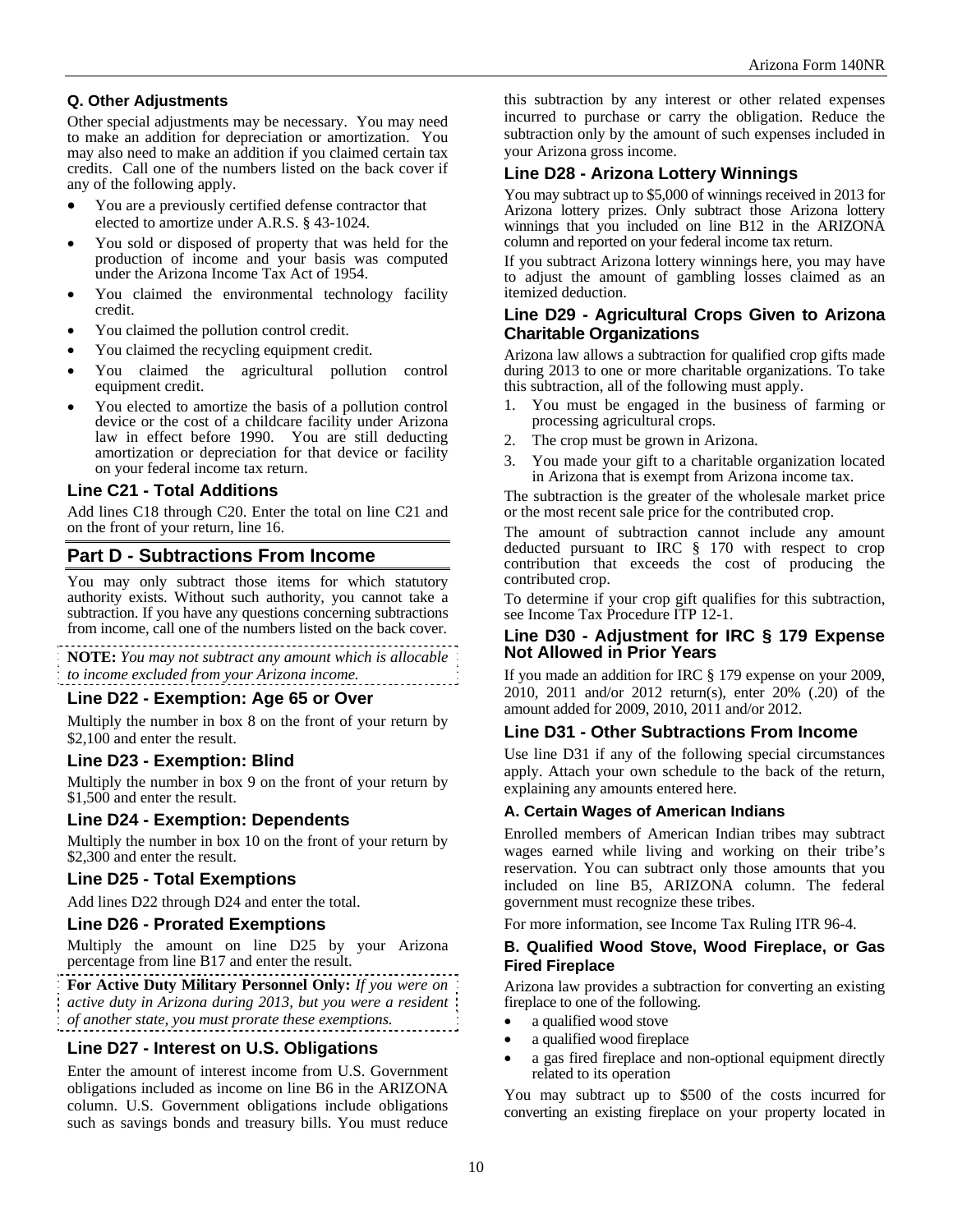### Q. Other Adjustments

Other special adjustments may be necessary. You may need to make an addition for depreciation or amortization. You may also need to make an addition if you claimed certain tax credits. Call one of the numbers listed on the back cover if any of the following apply.

- You are a previously certified defense contractor that elected to amortize under A.R.S. § 43-1024.
- You sold or disposed of property that was held for the production of income and your basis was computed under the Arizona Income Tax Act of 1954.
- You claimed the environmental technology facility credit.
- You claimed the pollution control credit.
- You claimed the recycling equipment credit.
- You claimed the agricultural pollution control equipment credit.
- You elected to amortize the basis of a pollution control device or the cost of a childcare facility under Arizona law in effect before 1990. You are still deducting amortization or depreciation for that device or facility on your federal income tax return.

### Line C21 - Total Additions

Add lines C18 through C20. Enter the total on line C21 and on the front of your return, line 16.

## Part D - Subtractions From Income

You may only subtract those items for which statutory authority exists. Without such authority, you cannot take a subtraction. If you have any questions concerning subtractions from income, call one of the numbers listed on the back cover.

**NOTE:** *You may not subtract any amount which is allocable to income excluded from your Arizona income.*

### Line D22 - Exemption: Age 65 or Over

Multiply the number in box 8 on the front of your return by $2,100 and enter the result.

### Line D23 - Exemption: Blind

Multiply the number in box 9 on the front of your return by $1,500 and enter the result.

### Line D24 - Exemption: Dependents

Multiply the number in box 10 on the front of your return by $2,300 and enter the result.

### Line D25 - Total Exemptions

Add lines D22 through D24 and enter the total.

### Line D26 - Prorated Exemptions

Multiply the amount on line D25 by your Arizona percentage from line B17 and enter the result.

**For Active Duty Military Personnel Only:** *If you were on active duty in Arizona during 2013, but you were a resident of another state, you must prorate these exemptions.*

### Line D27 - Interest on U.S. Obligations

Enter the amount of interest income from U.S. Government obligations included as income on line B6 in the ARIZONA column. U.S. Government obligations include obligations such as savings bonds and treasury bills. You must reduce this subtraction by any interest or other related expenses incurred to purchase or carry the obligation. Reduce the subtraction only by the amount of such expenses included in your Arizona gross income.

### Line D28 - Arizona Lottery Winnings

You may subtract up to $5,000 of winnings received in 2013 for Arizona lottery prizes. Only subtract those Arizona lottery winnings that you included on line B12 in the ARIZONA column and reported on your federal income tax return.

If you subtract Arizona lottery winnings here, you may have to adjust the amount of gambling losses claimed as an itemized deduction.

### Line D29 - Agricultural Crops Given to Arizona Charitable Organizations

Arizona law allows a subtraction for qualified crop gifts made during 2013 to one or more charitable organizations. To take this subtraction, all of the following must apply.

1. You must be engaged in the business of farming or processing agricultural crops.
2. The crop must be grown in Arizona.
3. You made your gift to a charitable organization located in Arizona that is exempt from Arizona income tax.

The subtraction is the greater of the wholesale market price or the most recent sale price for the contributed crop.

The amount of subtraction cannot include any amount deducted pursuant to IRC § 170 with respect to crop contribution that exceeds the cost of producing the contributed crop.

To determine if your crop gift qualifies for this subtraction, see Income Tax Procedure ITP 12-1.

### Line D30 - Adjustment for IRC § 179 Expense Not Allowed in Prior Years

If you made an addition for IRC § 179 expense on your 2009, 2010, 2011 and/or 2012 return(s), enter 20% (.20) of the amount added for 2009, 2010, 2011 and/or 2012.

### Line D31 - Other Subtractions From Income

Use line D31 if any of the following special circumstances apply. Attach your own schedule to the back of the return, explaining any amounts entered here.

#### A. Certain Wages of American Indians

Enrolled members of American Indian tribes may subtract wages earned while living and working on their tribe's reservation. You can subtract only those amounts that you included on line B5, ARIZONA column. The federal government must recognize these tribes.

For more information, see Income Tax Ruling ITR 96-4.

#### B. Qualified Wood Stove, Wood Fireplace, or Gas Fired Fireplace

Arizona law provides a subtraction for converting an existing fireplace to one of the following.

- a qualified wood stove
- a qualified wood fireplace
- a gas fired fireplace and non-optional equipment directly related to its operation

You may subtract up to $500 of the costs incurred for converting an existing fireplace on your property located in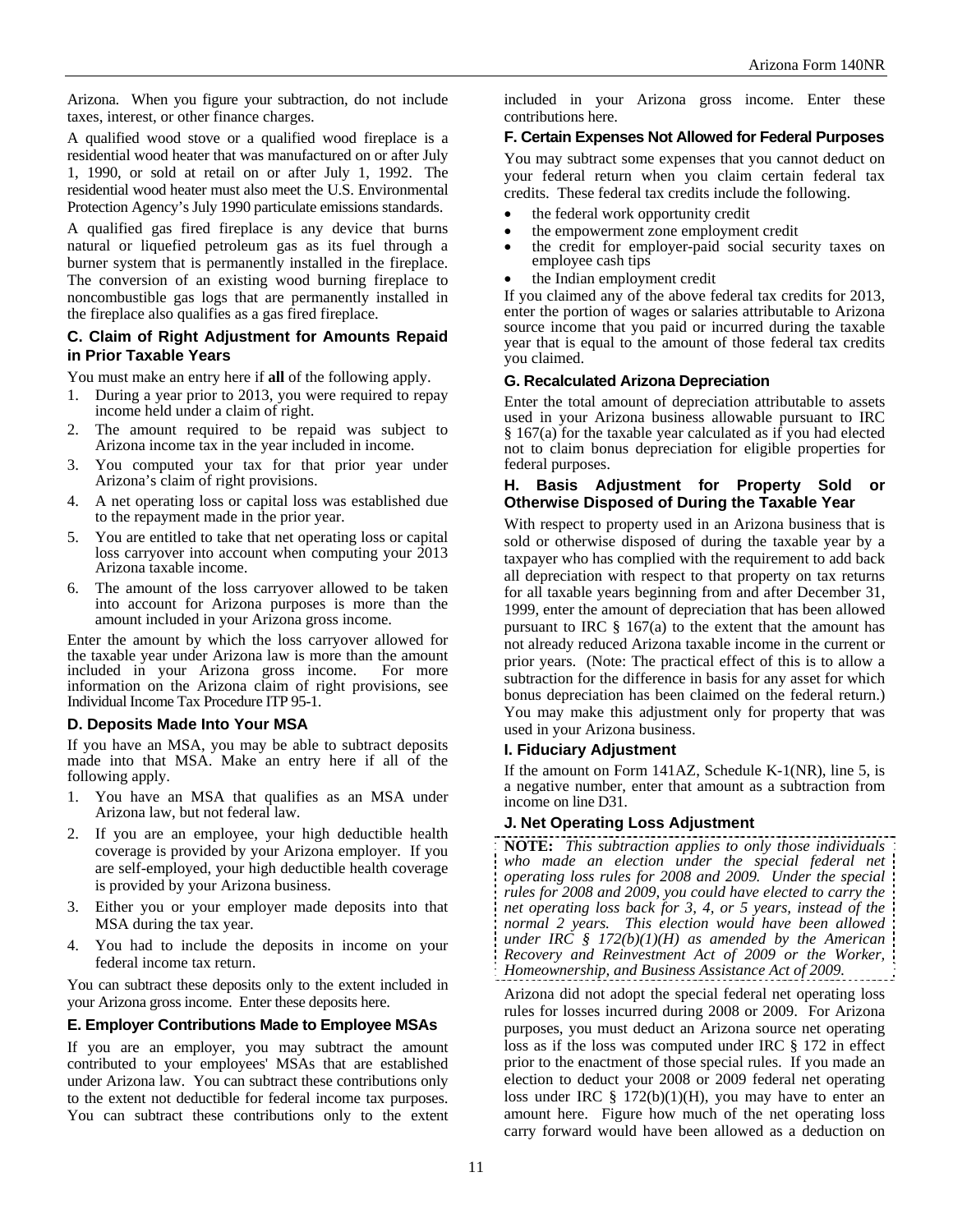Arizona. When you figure your subtraction, do not include taxes, interest, or other finance charges.

A qualified wood stove or a qualified wood fireplace is a residential wood heater that was manufactured on or after July 1, 1990, or sold at retail on or after July 1, 1992. The residential wood heater must also meet the U.S. Environmental Protection Agency's July 1990 particulate emissions standards.

A qualified gas fired fireplace is any device that burns natural or liquefied petroleum gas as its fuel through a burner system that is permanently installed in the fireplace. The conversion of an existing wood burning fireplace to noncombustible gas logs that are permanently installed in the fireplace also qualifies as a gas fired fireplace.

### C. Claim of Right Adjustment for Amounts Repaid in Prior Taxable Years

You must make an entry here if **all** of the following apply.

1. During a year prior to 2013, you were required to repay income held under a claim of right.
2. The amount required to be repaid was subject to Arizona income tax in the year included in income.
3. You computed your tax for that prior year under Arizona's claim of right provisions.
4. A net operating loss or capital loss was established due to the repayment made in the prior year.
5. You are entitled to take that net operating loss or capital loss carryover into account when computing your 2013 Arizona taxable income.
6. The amount of the loss carryover allowed to be taken into account for Arizona purposes is more than the amount included in your Arizona gross income.

Enter the amount by which the loss carryover allowed for the taxable year under Arizona law is more than the amount included in your Arizona gross income. For more information on the Arizona claim of right provisions, see Individual Income Tax Procedure ITP 95-1.

### D. Deposits Made Into Your MSA

If you have an MSA, you may be able to subtract deposits made into that MSA. Make an entry here if all of the following apply.

1. You have an MSA that qualifies as an MSA under Arizona law, but not federal law.
2. If you are an employee, your high deductible health coverage is provided by your Arizona employer. If you are self-employed, your high deductible health coverage is provided by your Arizona business.
3. Either you or your employer made deposits into that MSA during the tax year.
4. You had to include the deposits in income on your federal income tax return.

You can subtract these deposits only to the extent included in your Arizona gross income. Enter these deposits here.

### E. Employer Contributions Made to Employee MSAs

If you are an employer, you may subtract the amount contributed to your employees' MSAs that are established under Arizona law. You can subtract these contributions only to the extent not deductible for federal income tax purposes. You can subtract these contributions only to the extent included in your Arizona gross income. Enter these contributions here.

### F. Certain Expenses Not Allowed for Federal Purposes

You may subtract some expenses that you cannot deduct on your federal return when you claim certain federal tax credits. These federal tax credits include the following.

- the federal work opportunity credit
- the empowerment zone employment credit
- the credit for employer-paid social security taxes on employee cash tips
- the Indian employment credit

If you claimed any of the above federal tax credits for 2013, enter the portion of wages or salaries attributable to Arizona source income that you paid or incurred during the taxable year that is equal to the amount of those federal tax credits you claimed.

### G. Recalculated Arizona Depreciation

Enter the total amount of depreciation attributable to assets used in your Arizona business allowable pursuant to IRC § 167(a) for the taxable year calculated as if you had elected not to claim bonus depreciation for eligible properties for federal purposes.

### H. Basis Adjustment for Property Sold or Otherwise Disposed of During the Taxable Year

With respect to property used in an Arizona business that is sold or otherwise disposed of during the taxable year by a taxpayer who has complied with the requirement to add back all depreciation with respect to that property on tax returns for all taxable years beginning from and after December 31, 1999, enter the amount of depreciation that has been allowed pursuant to IRC § 167(a) to the extent that the amount has not already reduced Arizona taxable income in the current or prior years. (Note: The practical effect of this is to allow a subtraction for the difference in basis for any asset for which bonus depreciation has been claimed on the federal return.) You may make this adjustment only for property that was used in your Arizona business.

### I. Fiduciary Adjustment

If the amount on Form 141AZ, Schedule K-1(NR), line 5, is a negative number, enter that amount as a subtraction from income on line D31.

### J. Net Operating Loss Adjustment

**NOTE:** *This subtraction applies to only those individuals who made an election under the special federal net operating loss rules for 2008 and 2009. Under the special rules for 2008 and 2009, you could have elected to carry the net operating loss back for 3, 4, or 5 years, instead of the normal 2 years. This election would have been allowed under IRC § 172(b)(1)(H) as amended by the American Recovery and Reinvestment Act of 2009 or the Worker, Homeownership, and Business Assistance Act of 2009.*

Arizona did not adopt the special federal net operating loss rules for losses incurred during 2008 or 2009. For Arizona purposes, you must deduct an Arizona source net operating loss as if the loss was computed under IRC § 172 in effect prior to the enactment of those special rules. If you made an election to deduct your 2008 or 2009 federal net operating loss under IRC § 172(b)(1)(H), you may have to enter an amount here. Figure how much of the net operating loss carry forward would have been allowed as a deduction on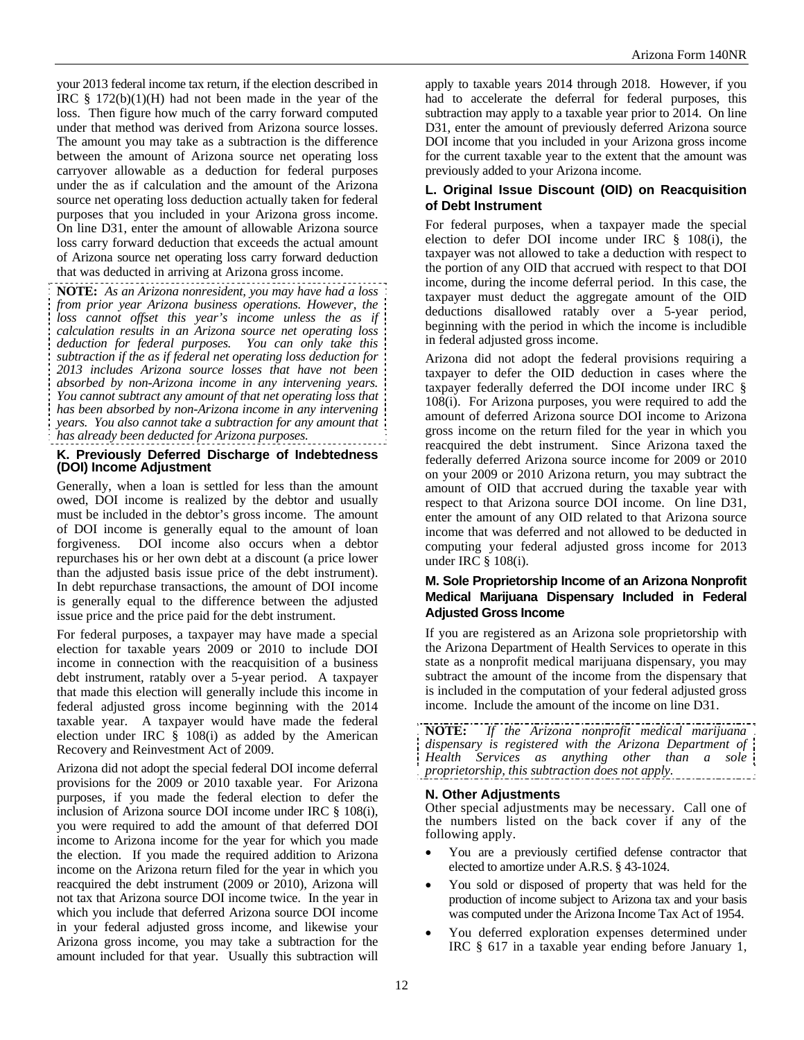your 2013 federal income tax return, if the election described in IRC § 172(b)(1)(H) had not been made in the year of the loss. Then figure how much of the carry forward computed under that method was derived from Arizona source losses. The amount you may take as a subtraction is the difference between the amount of Arizona source net operating loss carryover allowable as a deduction for federal purposes under the as if calculation and the amount of the Arizona source net operating loss deduction actually taken for federal purposes that you included in your Arizona gross income. On line D31, enter the amount of allowable Arizona source loss carry forward deduction that exceeds the actual amount of Arizona source net operating loss carry forward deduction that was deducted in arriving at Arizona gross income.

**NOTE:** *As an Arizona nonresident, you may have had a loss from prior year Arizona business operations. However, the loss cannot offset this year's income unless the as if calculation results in an Arizona source net operating loss deduction for federal purposes. You can only take this subtraction if the as if federal net operating loss deduction for 2013 includes Arizona source losses that have not been absorbed by non-Arizona income in any intervening years. You cannot subtract any amount of that net operating loss that has been absorbed by non-Arizona income in any intervening years. You also cannot take a subtraction for any amount that has already been deducted for Arizona purposes.*

### K. Previously Deferred Discharge of Indebtedness (DOI) Income Adjustment

Generally, when a loan is settled for less than the amount owed, DOI income is realized by the debtor and usually must be included in the debtor's gross income. The amount of DOI income is generally equal to the amount of loan forgiveness. DOI income also occurs when a debtor repurchases his or her own debt at a discount (a price lower than the adjusted basis issue price of the debt instrument). In debt repurchase transactions, the amount of DOI income is generally equal to the difference between the adjusted issue price and the price paid for the debt instrument.

For federal purposes, a taxpayer may have made a special election for taxable years 2009 or 2010 to include DOI income in connection with the reacquisition of a business debt instrument, ratably over a 5-year period. A taxpayer that made this election will generally include this income in federal adjusted gross income beginning with the 2014 taxable year. A taxpayer would have made the federal election under IRC § 108(i) as added by the American Recovery and Reinvestment Act of 2009.

Arizona did not adopt the special federal DOI income deferral provisions for the 2009 or 2010 taxable year. For Arizona purposes, if you made the federal election to defer the inclusion of Arizona source DOI income under IRC § 108(i), you were required to add the amount of that deferred DOI income to Arizona income for the year for which you made the election. If you made the required addition to Arizona income on the Arizona return filed for the year in which you reacquired the debt instrument (2009 or 2010), Arizona will not tax that Arizona source DOI income twice. In the year in which you include that deferred Arizona source DOI income in your federal adjusted gross income, and likewise your Arizona gross income, you may take a subtraction for the amount included for that year. Usually this subtraction will apply to taxable years 2014 through 2018. However, if you had to accelerate the deferral for federal purposes, this subtraction may apply to a taxable year prior to 2014. On line D31, enter the amount of previously deferred Arizona source DOI income that you included in your Arizona gross income for the current taxable year to the extent that the amount was previously added to your Arizona income.

### L. Original Issue Discount (OID) on Reacquisition of Debt Instrument

For federal purposes, when a taxpayer made the special election to defer DOI income under IRC § 108(i), the taxpayer was not allowed to take a deduction with respect to the portion of any OID that accrued with respect to that DOI income, during the income deferral period. In this case, the taxpayer must deduct the aggregate amount of the OID deductions disallowed ratably over a 5-year period, beginning with the period in which the income is includible in federal adjusted gross income.

Arizona did not adopt the federal provisions requiring a taxpayer to defer the OID deduction in cases where the taxpayer federally deferred the DOI income under IRC § 108(i). For Arizona purposes, you were required to add the amount of deferred Arizona source DOI income to Arizona gross income on the return filed for the year in which you reacquired the debt instrument. Since Arizona taxed the federally deferred Arizona source income for 2009 or 2010 on your 2009 or 2010 Arizona return, you may subtract the amount of OID that accrued during the taxable year with respect to that Arizona source DOI income. On line D31, enter the amount of any OID related to that Arizona source income that was deferred and not allowed to be deducted in computing your federal adjusted gross income for 2013 under IRC § 108(i).

### M. Sole Proprietorship Income of an Arizona Nonprofit Medical Marijuana Dispensary Included in Federal Adjusted Gross Income

If you are registered as an Arizona sole proprietorship with the Arizona Department of Health Services to operate in this state as a nonprofit medical marijuana dispensary, you may subtract the amount of the income from the dispensary that is included in the computation of your federal adjusted gross income. Include the amount of the income on line D31.

**NOTE:** *If the Arizona nonprofit medical marijuana dispensary is registered with the Arizona Department of Health Services as anything other than a sole proprietorship, this subtraction does not apply.*

### N. Other Adjustments

Other special adjustments may be necessary. Call one of the numbers listed on the back cover if any of the following apply.

- You are a previously certified defense contractor that elected to amortize under A.R.S. § 43-1024.
- You sold or disposed of property that was held for the production of income subject to Arizona tax and your basis was computed under the Arizona Income Tax Act of 1954.
- You deferred exploration expenses determined under IRC § 617 in a taxable year ending before January 1,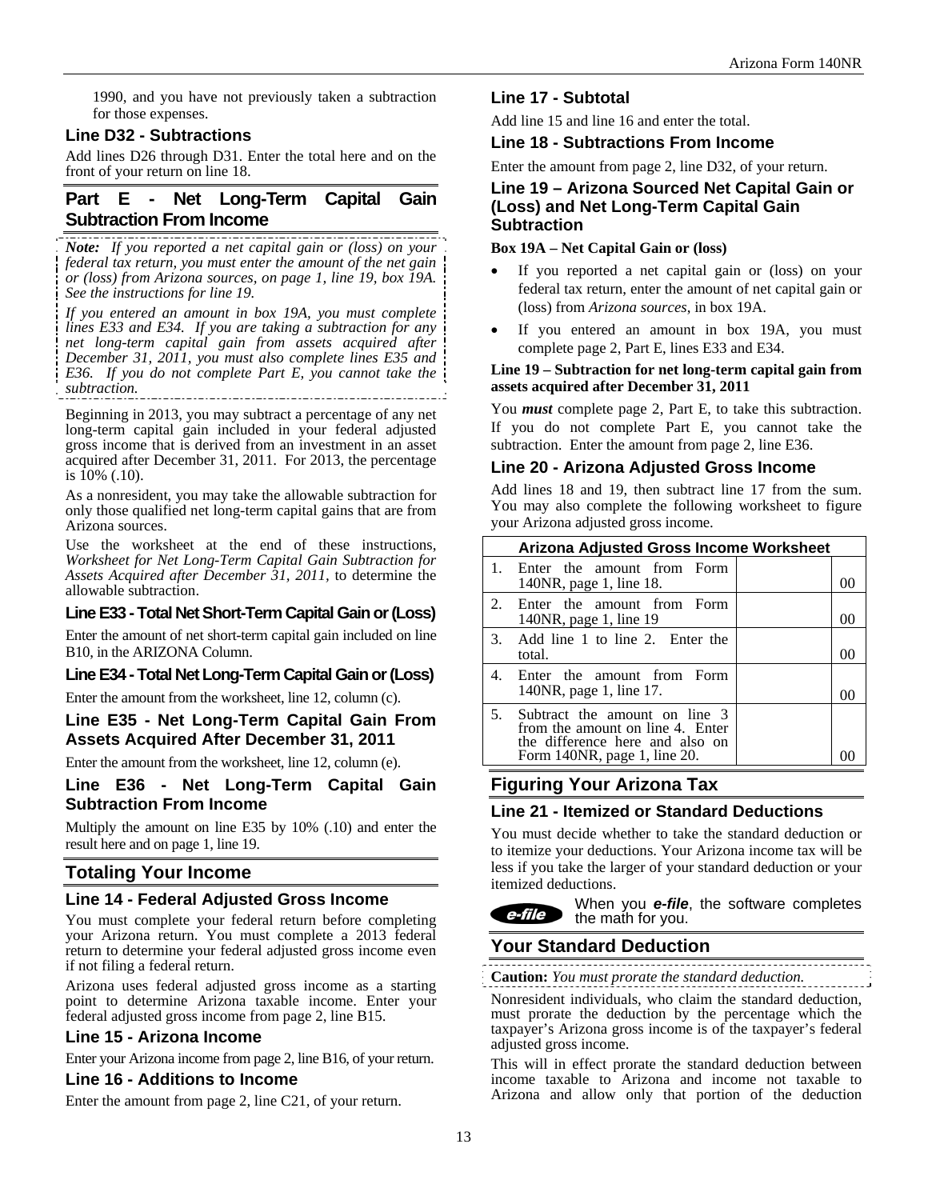1990, and you have not previously taken a subtraction for those expenses.

### Line D32 - Subtractions

Add lines D26 through D31. Enter the total here and on the front of your return on line 18.

## Part E - Net Long-Term Capital Gain Subtraction From Income

*Note: If you reported a net capital gain or (loss) on your federal tax return, you must enter the amount of the net gain or (loss) from Arizona sources, on page 1, line 19, box 19A. See the instructions for line 19.*

*If you entered an amount in box 19A, you must complete lines E33 and E34. If you are taking a subtraction for any net long-term capital gain from assets acquired after December 31, 2011, you must also complete lines E35 and E36. If you do not complete Part E, you cannot take the subtraction.*

Beginning in 2013, you may subtract a percentage of any net long-term capital gain included in your federal adjusted gross income that is derived from an investment in an asset acquired after December 31, 2011. For 2013, the percentage is 10% (.10).

As a nonresident, you may take the allowable subtraction for only those qualified net long-term capital gains that are from Arizona sources.

Use the worksheet at the end of these instructions, *Worksheet for Net Long-Term Capital Gain Subtraction for Assets Acquired after December 31, 2011*, to determine the allowable subtraction.

### Line E33 - Total Net Short-Term Capital Gain or (Loss)

Enter the amount of net short-term capital gain included on line B10, in the ARIZONA Column.

### Line E34 - Total Net Long-Term Capital Gain or (Loss)

Enter the amount from the worksheet, line 12, column (c).

### Line E35 - Net Long-Term Capital Gain From Assets Acquired After December 31, 2011

Enter the amount from the worksheet, line 12, column (e).

### Line E36 - Net Long-Term Capital Gain Subtraction From Income

Multiply the amount on line E35 by 10% (.10) and enter the result here and on page 1, line 19.

## Totaling Your Income

### Line 14 - Federal Adjusted Gross Income

You must complete your federal return before completing your Arizona return. You must complete a 2013 federal return to determine your federal adjusted gross income even if not filing a federal return.

Arizona uses federal adjusted gross income as a starting point to determine Arizona taxable income. Enter your federal adjusted gross income from page 2, line B15.

### Line 15 - Arizona Income

Enter your Arizona income from page 2, line B16, of your return.

### Line 16 - Additions to Income

Enter the amount from page 2, line C21, of your return.

### Line 17 - Subtotal

Add line 15 and line 16 and enter the total.

### Line 18 - Subtractions From Income

Enter the amount from page 2, line D32, of your return.

### Line 19 – Arizona Sourced Net Capital Gain or (Loss) and Net Long-Term Capital Gain Subtraction

**Box 19A – Net Capital Gain or (loss)**

- If you reported a net capital gain or (loss) on your federal tax return, enter the amount of net capital gain or (loss) from *Arizona sources*, in box 19A.
- If you entered an amount in box 19A, you must complete page 2, Part E, lines E33 and E34.

**Line 19 – Subtraction for net long-term capital gain from assets acquired after December 31, 2011**

You ***must*** complete page 2, Part E, to take this subtraction. If you do not complete Part E, you cannot take the subtraction. Enter the amount from page 2, line E36.

### Line 20 - Arizona Adjusted Gross Income

Add lines 18 and 19, then subtract line 17 from the sum. You may also complete the following worksheet to figure your Arizona adjusted gross income.

| | Arizona Adjusted Gross Income Worksheet | | |
|---|---|---|---|
| 1. | Enter the amount from Form 140NR, page 1, line 18. | | 00 |
| 2. | Enter the amount from Form 140NR, page 1, line 19 | | 00 |
| 3. | Add line 1 to line 2. Enter the total. | | 00 |
| 4. | Enter the amount from Form 140NR, page 1, line 17. | | 00 |
| 5. | Subtract the amount on line 3 from the amount on line 4. Enter the difference here and also on Form 140NR, page 1, line 20. | | 00 |

## Figuring Your Arizona Tax

### Line 21 - Itemized or Standard Deductions

You must decide whether to take the standard deduction or to itemize your deductions. Your Arizona income tax will be less if you take the larger of your standard deduction or your itemized deductions.

*e-file* When you ***e-file***, the software completes the math for you.

## Your Standard Deduction

**Caution:** *You must prorate the standard deduction.*

Nonresident individuals, who claim the standard deduction, must prorate the deduction by the percentage which the taxpayer's Arizona gross income is of the taxpayer's federal adjusted gross income.

This will in effect prorate the standard deduction between income taxable to Arizona and income not taxable to Arizona and allow only that portion of the deduction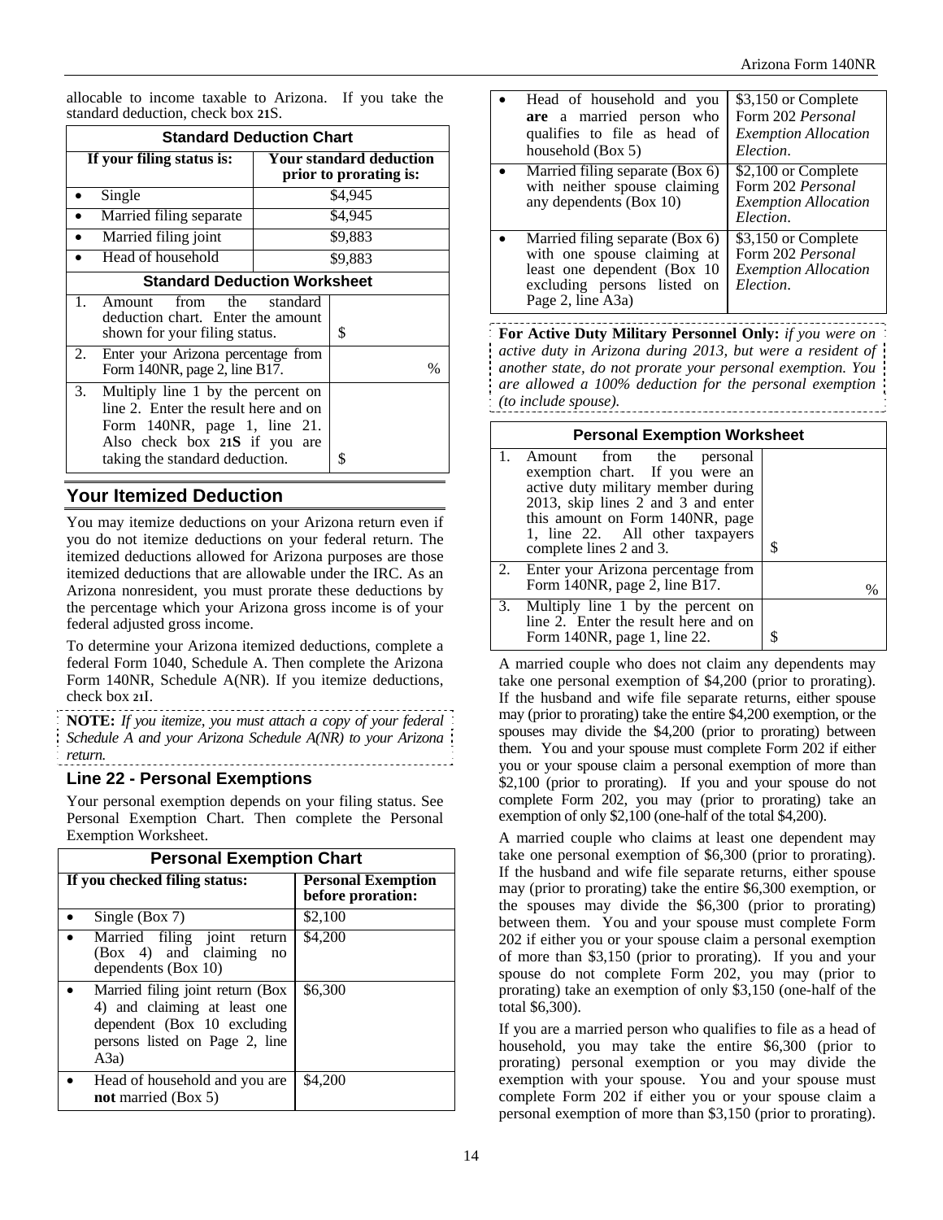allocable to income taxable to Arizona. If you take the standard deduction, check box 21S.

| **Standard Deduction Chart** | |
|---|---|
| **If your filing status is:** | **Your standard deduction prior to prorating is:** |
| • Single | $4,945 |
| • Married filing separate | $4,945 |
| • Married filing joint | $9,883 |
| • Head of household | $9,883 |

| **Standard Deduction Worksheet** | |
|---|---|
| 1. Amount from the standard deduction chart. Enter the amount shown for your filing status. | $ |
| 2. Enter your Arizona percentage from Form 140NR, page 2, line B17. | % |
| 3. Multiply line 1 by the percent on line 2. Enter the result here and on Form 140NR, page 1, line 21. Also check box 21S if you are taking the standard deduction. | $ |

## Your Itemized Deduction

You may itemize deductions on your Arizona return even if you do not itemize deductions on your federal return. The itemized deductions allowed for Arizona purposes are those itemized deductions that are allowable under the IRC. As an Arizona nonresident, you must prorate these deductions by the percentage which your Arizona gross income is of your federal adjusted gross income.

To determine your Arizona itemized deductions, complete a federal Form 1040, Schedule A. Then complete the Arizona Form 140NR, Schedule A(NR). If you itemize deductions, check box 21I.

**NOTE:** *If you itemize, you must attach a copy of your federal Schedule A and your Arizona Schedule A(NR) to your Arizona return.*

### Line 22 - Personal Exemptions

Your personal exemption depends on your filing status. See Personal Exemption Chart. Then complete the Personal Exemption Worksheet.

| **Personal Exemption Chart** | |
|---|---|
| **If you checked filing status:** | **Personal Exemption before proration:** |
| • Single (Box 7) | $2,100 |
| • Married filing joint return (Box 4) and claiming no dependents (Box 10) | $4,200 |
| • Married filing joint return (Box 4) and claiming at least one dependent (Box 10 excluding persons listed on Page 2, line A3a) | $6,300 |
| • Head of household and you are **not** married (Box 5) | $4,200 |
| • Head of household and you **are** a married person who qualifies to file as head of household (Box 5) | $3,150 or Complete Form 202 *Personal Exemption Allocation Election*. |
| • Married filing separate (Box 6) with neither spouse claiming any dependents (Box 10) | $2,100 or Complete Form 202 *Personal Exemption Allocation Election*. |
| • Married filing separate (Box 6) with one spouse claiming at least one dependent (Box 10 excluding persons listed on Page 2, line A3a) | $3,150 or Complete Form 202 *Personal Exemption Allocation Election*. |

**For Active Duty Military Personnel Only:** *if you were on active duty in Arizona during 2013, but were a resident of another state, do not prorate your personal exemption. You are allowed a 100% deduction for the personal exemption (to include spouse).*

| **Personal Exemption Worksheet** | |
|---|---|
| 1. Amount from the personal exemption chart. If you were an active duty military member during 2013, skip lines 2 and 3 and enter this amount on Form 140NR, page 1, line 22. All other taxpayers complete lines 2 and 3. | $ |
| 2. Enter your Arizona percentage from Form 140NR, page 2, line B17. | % |
| 3. Multiply line 1 by the percent on line 2. Enter the result here and on Form 140NR, page 1, line 22. | $ |

A married couple who does not claim any dependents may take one personal exemption of $4,200 (prior to prorating). If the husband and wife file separate returns, either spouse may (prior to prorating) take the entire $4,200 exemption, or the spouses may divide the $4,200 (prior to prorating) between them. You and your spouse must complete Form 202 if either you or your spouse claim a personal exemption of more than $2,100 (prior to prorating). If you and your spouse do not complete Form 202, you may (prior to prorating) take an exemption of only $2,100 (one-half of the total $4,200).

A married couple who claims at least one dependent may take one personal exemption of $6,300 (prior to prorating). If the husband and wife file separate returns, either spouse may (prior to prorating) take the entire $6,300 exemption, or the spouses may divide the $6,300 (prior to prorating) between them. You and your spouse must complete Form 202 if either you or your spouse claim a personal exemption of more than $3,150 (prior to prorating). If you and your spouse do not complete Form 202, you may (prior to prorating) take an exemption of only $3,150 (one-half of the total $6,300).

If you are a married person who qualifies to file as a head of household, you may take the entire $6,300 (prior to prorating) personal exemption or you may divide the exemption with your spouse. You and your spouse must complete Form 202 if either you or your spouse claim a personal exemption of more than $3,150 (prior to prorating).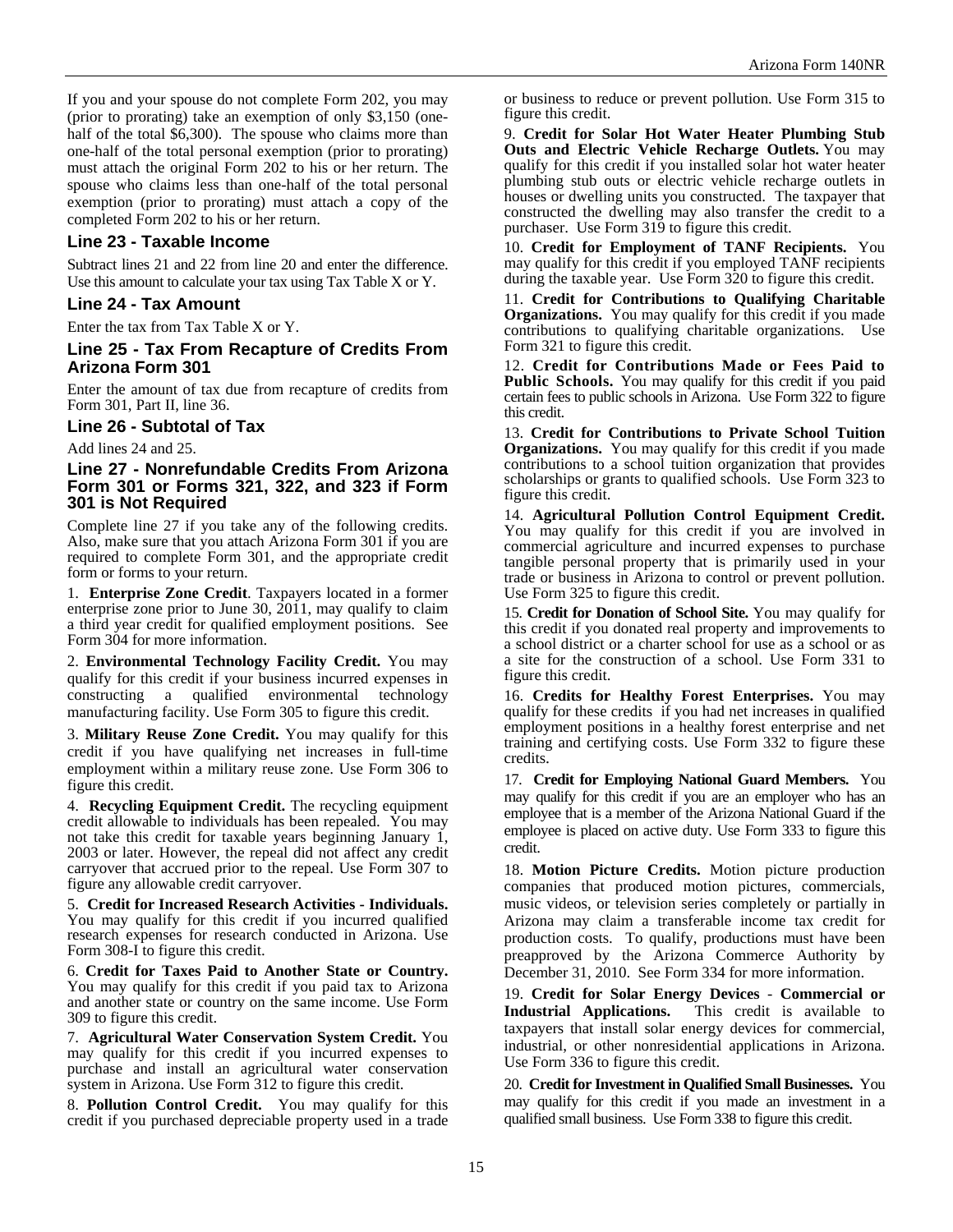If you and your spouse do not complete Form 202, you may (prior to prorating) take an exemption of only $3,150 (one-half of the total $6,300). The spouse who claims more than one-half of the total personal exemption (prior to prorating) must attach the original Form 202 to his or her return. The spouse who claims less than one-half of the total personal exemption (prior to prorating) must attach a copy of the completed Form 202 to his or her return.

### Line 23 - Taxable Income

Subtract lines 21 and 22 from line 20 and enter the difference. Use this amount to calculate your tax using Tax Table X or Y.

### Line 24 - Tax Amount

Enter the tax from Tax Table X or Y.

### Line 25 - Tax From Recapture of Credits From Arizona Form 301

Enter the amount of tax due from recapture of credits from Form 301, Part II, line 36.

### Line 26 - Subtotal of Tax

Add lines 24 and 25.

### Line 27 - Nonrefundable Credits From Arizona Form 301 or Forms 321, 322, and 323 if Form 301 is Not Required

Complete line 27 if you take any of the following credits. Also, make sure that you attach Arizona Form 301 if you are required to complete Form 301, and the appropriate credit form or forms to your return.

1. **Enterprise Zone Credit**. Taxpayers located in a former enterprise zone prior to June 30, 2011, may qualify to claim a third year credit for qualified employment positions. See Form 304 for more information.

2. **Environmental Technology Facility Credit.** You may qualify for this credit if your business incurred expenses in constructing a qualified environmental technology manufacturing facility. Use Form 305 to figure this credit.

3. **Military Reuse Zone Credit.** You may qualify for this credit if you have qualifying net increases in full-time employment within a military reuse zone. Use Form 306 to figure this credit.

4. **Recycling Equipment Credit.** The recycling equipment credit allowable to individuals has been repealed. You may not take this credit for taxable years beginning January 1, 2003 or later. However, the repeal did not affect any credit carryover that accrued prior to the repeal. Use Form 307 to figure any allowable credit carryover.

5. **Credit for Increased Research Activities - Individuals.** You may qualify for this credit if you incurred qualified research expenses for research conducted in Arizona. Use Form 308-I to figure this credit.

6. **Credit for Taxes Paid to Another State or Country.** You may qualify for this credit if you paid tax to Arizona and another state or country on the same income. Use Form 309 to figure this credit.

7. **Agricultural Water Conservation System Credit.** You may qualify for this credit if you incurred expenses to purchase and install an agricultural water conservation system in Arizona. Use Form 312 to figure this credit.

8. **Pollution Control Credit.** You may qualify for this credit if you purchased depreciable property used in a trade or business to reduce or prevent pollution. Use Form 315 to figure this credit.

9. **Credit for Solar Hot Water Heater Plumbing Stub Outs and Electric Vehicle Recharge Outlets.** You may qualify for this credit if you installed solar hot water heater plumbing stub outs or electric vehicle recharge outlets in houses or dwelling units you constructed. The taxpayer that constructed the dwelling may also transfer the credit to a purchaser. Use Form 319 to figure this credit.

10. **Credit for Employment of TANF Recipients.** You may qualify for this credit if you employed TANF recipients during the taxable year. Use Form 320 to figure this credit.

11. **Credit for Contributions to Qualifying Charitable Organizations.** You may qualify for this credit if you made contributions to qualifying charitable organizations. Use Form 321 to figure this credit.

12. **Credit for Contributions Made or Fees Paid to Public Schools.** You may qualify for this credit if you paid certain fees to public schools in Arizona. Use Form 322 to figure this credit.

13. **Credit for Contributions to Private School Tuition Organizations.** You may qualify for this credit if you made contributions to a school tuition organization that provides scholarships or grants to qualified schools. Use Form 323 to figure this credit.

14. **Agricultural Pollution Control Equipment Credit.** You may qualify for this credit if you are involved in commercial agriculture and incurred expenses to purchase tangible personal property that is primarily used in your trade or business in Arizona to control or prevent pollution. Use Form 325 to figure this credit.

15. **Credit for Donation of School Site.** You may qualify for this credit if you donated real property and improvements to a school district or a charter school for use as a school or as a site for the construction of a school. Use Form 331 to figure this credit.

16. **Credits for Healthy Forest Enterprises.** You may qualify for these credits if you had net increases in qualified employment positions in a healthy forest enterprise and net training and certifying costs. Use Form 332 to figure these credits.

17. **Credit for Employing National Guard Members.** You may qualify for this credit if you are an employer who has an employee that is a member of the Arizona National Guard if the employee is placed on active duty. Use Form 333 to figure this credit.

18. **Motion Picture Credits.** Motion picture production companies that produced motion pictures, commercials, music videos, or television series completely or partially in Arizona may claim a transferable income tax credit for production costs. To qualify, productions must have been preapproved by the Arizona Commerce Authority by December 31, 2010. See Form 334 for more information.

19. **Credit for Solar Energy Devices - Commercial or Industrial Applications.** This credit is available to taxpayers that install solar energy devices for commercial, industrial, or other nonresidential applications in Arizona. Use Form 336 to figure this credit.

20. **Credit for Investment in Qualified Small Businesses.** You may qualify for this credit if you made an investment in a qualified small business. Use Form 338 to figure this credit.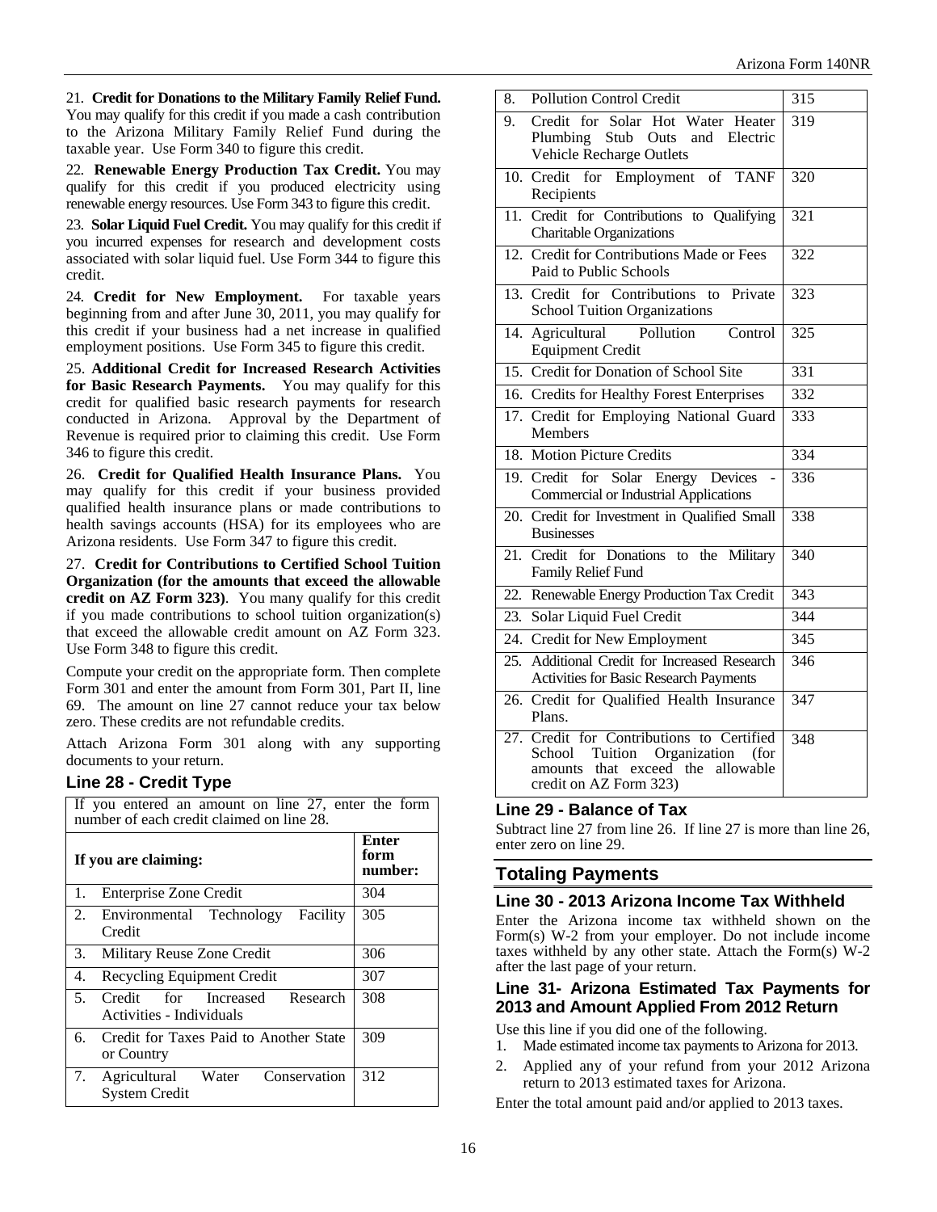21. **Credit for Donations to the Military Family Relief Fund.** You may qualify for this credit if you made a cash contribution to the Arizona Military Family Relief Fund during the taxable year. Use Form 340 to figure this credit.

22. **Renewable Energy Production Tax Credit.** You may qualify for this credit if you produced electricity using renewable energy resources. Use Form 343 to figure this credit.

23. **Solar Liquid Fuel Credit.** You may qualify for this credit if you incurred expenses for research and development costs associated with solar liquid fuel. Use Form 344 to figure this credit.

24. **Credit for New Employment.** For taxable years beginning from and after June 30, 2011, you may qualify for this credit if your business had a net increase in qualified employment positions. Use Form 345 to figure this credit.

25. **Additional Credit for Increased Research Activities for Basic Research Payments.** You may qualify for this credit for qualified basic research payments for research conducted in Arizona. Approval by the Department of Revenue is required prior to claiming this credit. Use Form 346 to figure this credit.

26. **Credit for Qualified Health Insurance Plans.** You may qualify for this credit if your business provided qualified health insurance plans or made contributions to health savings accounts (HSA) for its employees who are Arizona residents. Use Form 347 to figure this credit.

27. **Credit for Contributions to Certified School Tuition Organization (for the amounts that exceed the allowable credit on AZ Form 323)**. You many qualify for this credit if you made contributions to school tuition organization(s) that exceed the allowable credit amount on AZ Form 323. Use Form 348 to figure this credit.

Compute your credit on the appropriate form. Then complete Form 301 and enter the amount from Form 301, Part II, line 69. The amount on line 27 cannot reduce your tax below zero. These credits are not refundable credits.

Attach Arizona Form 301 along with any supporting documents to your return.

### Line 28 - Credit Type

If you entered an amount on line 27, enter the form number of each credit claimed on line 28.

| If you are claiming: | Enter form number: |
|---|---|
| 1. Enterprise Zone Credit | 304 |
| 2. Environmental Technology Facility Credit | 305 |
| 3. Military Reuse Zone Credit | 306 |
| 4. Recycling Equipment Credit | 307 |
| 5. Credit for Increased Research Activities - Individuals | 308 |
| 6. Credit for Taxes Paid to Another State or Country | 309 |
| 7. Agricultural Water Conservation System Credit | 312 |
| 8. Pollution Control Credit | 315 |
| 9. Credit for Solar Hot Water Heater Plumbing Stub Outs and Electric Vehicle Recharge Outlets | 319 |
| 10. Credit for Employment of TANF Recipients | 320 |
| 11. Credit for Contributions to Qualifying Charitable Organizations | 321 |
| 12. Credit for Contributions Made or Fees Paid to Public Schools | 322 |
| 13. Credit for Contributions to Private School Tuition Organizations | 323 |
| 14. Agricultural Pollution Control Equipment Credit | 325 |
| 15. Credit for Donation of School Site | 331 |
| 16. Credits for Healthy Forest Enterprises | 332 |
| 17. Credit for Employing National Guard Members | 333 |
| 18. Motion Picture Credits | 334 |
| 19. Credit for Solar Energy Devices - Commercial or Industrial Applications | 336 |
| 20. Credit for Investment in Qualified Small Businesses | 338 |
| 21. Credit for Donations to the Military Family Relief Fund | 340 |
| 22. Renewable Energy Production Tax Credit | 343 |
| 23. Solar Liquid Fuel Credit | 344 |
| 24. Credit for New Employment | 345 |
| 25. Additional Credit for Increased Research Activities for Basic Research Payments | 346 |
| 26. Credit for Qualified Health Insurance Plans. | 347 |
| 27. Credit for Contributions to Certified School Tuition Organization (for amounts that exceed the allowable credit on AZ Form 323) | 348 |

### Line 29 - Balance of Tax

Subtract line 27 from line 26. If line 27 is more than line 26, enter zero on line 29.

## Totaling Payments

### Line 30 - 2013 Arizona Income Tax Withheld

Enter the Arizona income tax withheld shown on the Form(s) W-2 from your employer. Do not include income taxes withheld by any other state. Attach the Form(s) W-2 after the last page of your return.

### Line 31- Arizona Estimated Tax Payments for 2013 and Amount Applied From 2012 Return

Use this line if you did one of the following.

1. Made estimated income tax payments to Arizona for 2013.
2. Applied any of your refund from your 2012 Arizona return to 2013 estimated taxes for Arizona.

Enter the total amount paid and/or applied to 2013 taxes.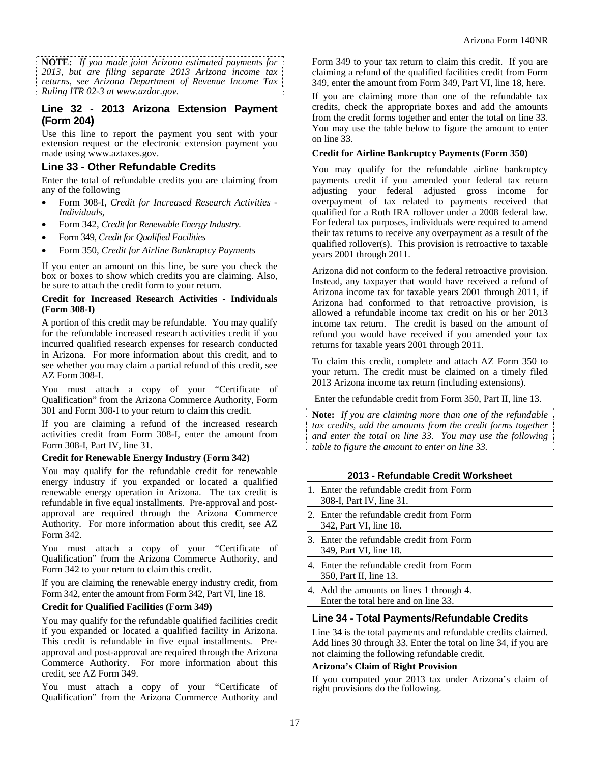**NOTE:** *If you made joint Arizona estimated payments for 2013, but are filing separate 2013 Arizona income tax returns, see Arizona Department of Revenue Income Tax Ruling ITR 02-3 at www.azdor.gov.*

## Line 32 - 2013 Arizona Extension Payment (Form 204)

Use this line to report the payment you sent with your extension request or the electronic extension payment you made using www.aztaxes.gov.

## Line 33 - Other Refundable Credits

Enter the total of refundable credits you are claiming from any of the following

- Form 308-I, *Credit for Increased Research Activities - Individuals*,
- Form 342, *Credit for Renewable Energy Industry.*
- Form 349, *Credit for Qualified Facilities*
- Form 350, *Credit for Airline Bankruptcy Payments*

If you enter an amount on this line, be sure you check the box or boxes to show which credits you are claiming. Also, be sure to attach the credit form to your return.

**Credit for Increased Research Activities - Individuals (Form 308-I)**

A portion of this credit may be refundable. You may qualify for the refundable increased research activities credit if you incurred qualified research expenses for research conducted in Arizona. For more information about this credit, and to see whether you may claim a partial refund of this credit, see AZ Form 308-I.

You must attach a copy of your "Certificate of Qualification" from the Arizona Commerce Authority, Form 301 and Form 308-I to your return to claim this credit.

If you are claiming a refund of the increased research activities credit from Form 308-I, enter the amount from Form 308-I, Part IV, line 31.

**Credit for Renewable Energy Industry (Form 342)**

You may qualify for the refundable credit for renewable energy industry if you expanded or located a qualified renewable energy operation in Arizona. The tax credit is refundable in five equal installments. Pre-approval and post-approval are required through the Arizona Commerce Authority. For more information about this credit, see AZ Form 342.

You must attach a copy of your "Certificate of Qualification" from the Arizona Commerce Authority, and Form 342 to your return to claim this credit.

If you are claiming the renewable energy industry credit, from Form 342, enter the amount from Form 342, Part VI, line 18.

**Credit for Qualified Facilities (Form 349)**

You may qualify for the refundable qualified facilities credit if you expanded or located a qualified facility in Arizona. This credit is refundable in five equal installments. Pre-approval and post-approval are required through the Arizona Commerce Authority. For more information about this credit, see AZ Form 349.

You must attach a copy of your "Certificate of Qualification" from the Arizona Commerce Authority and Form 349 to your tax return to claim this credit. If you are claiming a refund of the qualified facilities credit from Form 349, enter the amount from Form 349, Part VI, line 18, here.

If you are claiming more than one of the refundable tax credits, check the appropriate boxes and add the amounts from the credit forms together and enter the total on line 33. You may use the table below to figure the amount to enter on line 33.

**Credit for Airline Bankruptcy Payments (Form 350)**

You may qualify for the refundable airline bankruptcy payments credit if you amended your federal tax return adjusting your federal adjusted gross income for overpayment of tax related to payments received that qualified for a Roth IRA rollover under a 2008 federal law. For federal tax purposes, individuals were required to amend their tax returns to receive any overpayment as a result of the qualified rollover(s). This provision is retroactive to taxable years 2001 through 2011.

Arizona did not conform to the federal retroactive provision. Instead, any taxpayer that would have received a refund of Arizona income tax for taxable years 2001 through 2011, if Arizona had conformed to that retroactive provision, is allowed a refundable income tax credit on his or her 2013 income tax return. The credit is based on the amount of refund you would have received if you amended your tax returns for taxable years 2001 through 2011.

To claim this credit, complete and attach AZ Form 350 to your return. The credit must be claimed on a timely filed 2013 Arizona income tax return (including extensions).

Enter the refundable credit from Form 350, Part II, line 13.

**Note:** *If you are claiming more than one of the refundable tax credits, add the amounts from the credit forms together and enter the total on line 33. You may use the following table to figure the amount to enter on line 33.*

| 2013 - Refundable Credit Worksheet | |
|---|---|
| 1. Enter the refundable credit from Form 308-I, Part IV, line 31. | |
| 2. Enter the refundable credit from Form 342, Part VI, line 18. | |
| 3. Enter the refundable credit from Form 349, Part VI, line 18. | |
| 4. Enter the refundable credit from Form 350, Part II, line 13. | |
| 4. Add the amounts on lines 1 through 4. Enter the total here and on line 33. | |

## Line 34 - Total Payments/Refundable Credits

Line 34 is the total payments and refundable credits claimed. Add lines 30 through 33. Enter the total on line 34, if you are not claiming the following refundable credit.

**Arizona's Claim of Right Provision**

If you computed your 2013 tax under Arizona's claim of right provisions do the following.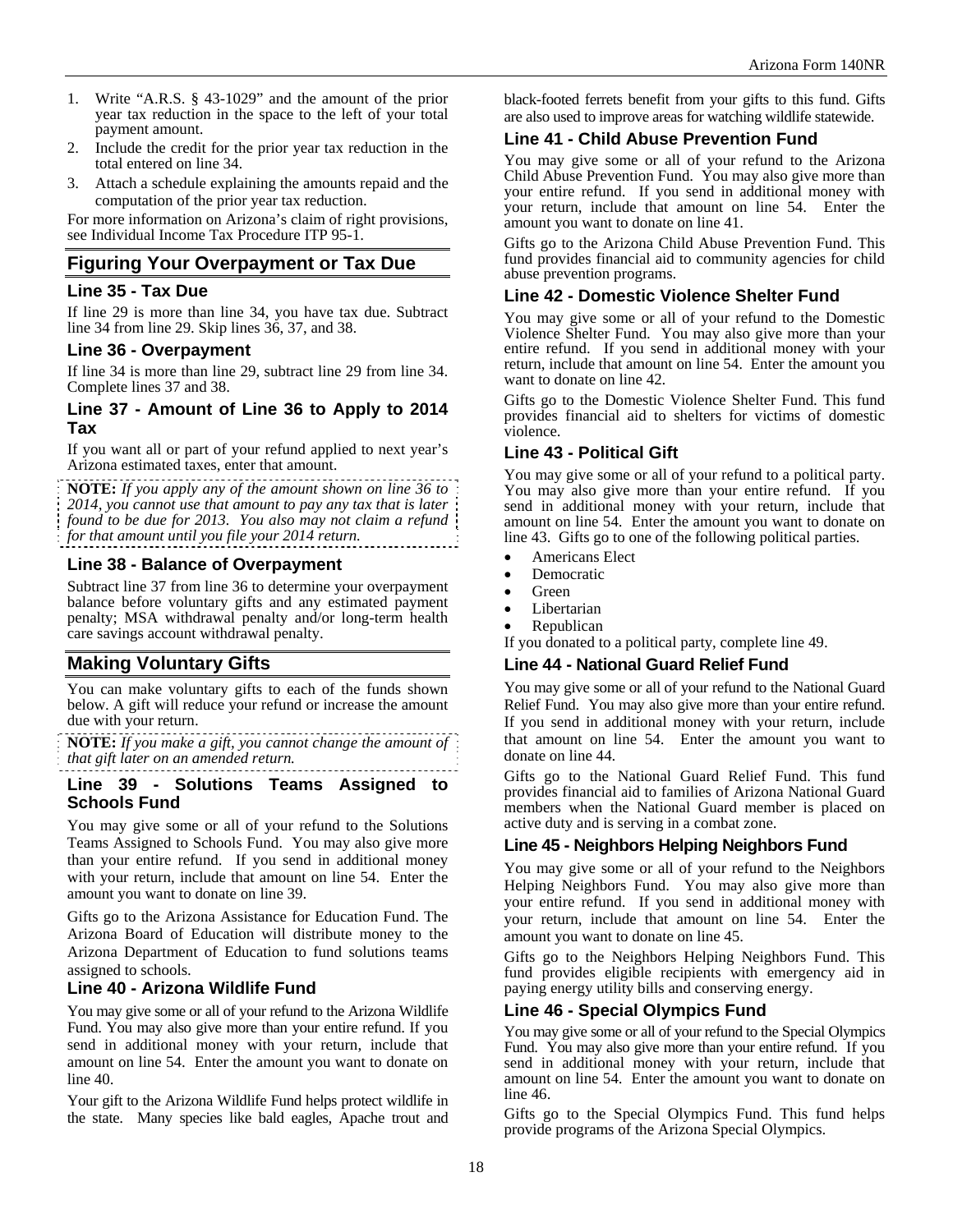1. Write "A.R.S. § 43-1029" and the amount of the prior year tax reduction in the space to the left of your total payment amount.
2. Include the credit for the prior year tax reduction in the total entered on line 34.
3. Attach a schedule explaining the amounts repaid and the computation of the prior year tax reduction.

For more information on Arizona's claim of right provisions, see Individual Income Tax Procedure ITP 95-1.

## Figuring Your Overpayment or Tax Due

### Line 35 - Tax Due

If line 29 is more than line 34, you have tax due. Subtract line 34 from line 29. Skip lines 36, 37, and 38.

### Line 36 - Overpayment

If line 34 is more than line 29, subtract line 29 from line 34. Complete lines 37 and 38.

### Line 37 - Amount of Line 36 to Apply to 2014 Tax

If you want all or part of your refund applied to next year's Arizona estimated taxes, enter that amount.

**NOTE:** *If you apply any of the amount shown on line 36 to 2014, you cannot use that amount to pay any tax that is later found to be due for 2013. You also may not claim a refund for that amount until you file your 2014 return.*

### Line 38 - Balance of Overpayment

Subtract line 37 from line 36 to determine your overpayment balance before voluntary gifts and any estimated payment penalty; MSA withdrawal penalty and/or long-term health care savings account withdrawal penalty.

## Making Voluntary Gifts

You can make voluntary gifts to each of the funds shown below. A gift will reduce your refund or increase the amount due with your return.

**NOTE:** *If you make a gift, you cannot change the amount of that gift later on an amended return.*

### Line 39 - Solutions Teams Assigned to Schools Fund

You may give some or all of your refund to the Solutions Teams Assigned to Schools Fund. You may also give more than your entire refund. If you send in additional money with your return, include that amount on line 54. Enter the amount you want to donate on line 39.

Gifts go to the Arizona Assistance for Education Fund. The Arizona Board of Education will distribute money to the Arizona Department of Education to fund solutions teams assigned to schools.

### Line 40 - Arizona Wildlife Fund

You may give some or all of your refund to the Arizona Wildlife Fund. You may also give more than your entire refund. If you send in additional money with your return, include that amount on line 54. Enter the amount you want to donate on line 40.

Your gift to the Arizona Wildlife Fund helps protect wildlife in the state. Many species like bald eagles, Apache trout and black-footed ferrets benefit from your gifts to this fund. Gifts are also used to improve areas for watching wildlife statewide.

### Line 41 - Child Abuse Prevention Fund

You may give some or all of your refund to the Arizona Child Abuse Prevention Fund. You may also give more than your entire refund. If you send in additional money with your return, include that amount on line 54. Enter the amount you want to donate on line 41.

Gifts go to the Arizona Child Abuse Prevention Fund. This fund provides financial aid to community agencies for child abuse prevention programs.

### Line 42 - Domestic Violence Shelter Fund

You may give some or all of your refund to the Domestic Violence Shelter Fund. You may also give more than your entire refund. If you send in additional money with your return, include that amount on line 54. Enter the amount you want to donate on line 42.

Gifts go to the Domestic Violence Shelter Fund. This fund provides financial aid to shelters for victims of domestic violence.

### Line 43 - Political Gift

You may give some or all of your refund to a political party. You may also give more than your entire refund. If you send in additional money with your return, include that amount on line 54. Enter the amount you want to donate on line 43. Gifts go to one of the following political parties.

- Americans Elect
- Democratic
- Green
- Libertarian
- Republican

If you donated to a political party, complete line 49.

### Line 44 - National Guard Relief Fund

You may give some or all of your refund to the National Guard Relief Fund. You may also give more than your entire refund. If you send in additional money with your return, include that amount on line 54. Enter the amount you want to donate on line 44.

Gifts go to the National Guard Relief Fund. This fund provides financial aid to families of Arizona National Guard members when the National Guard member is placed on active duty and is serving in a combat zone.

### Line 45 - Neighbors Helping Neighbors Fund

You may give some or all of your refund to the Neighbors Helping Neighbors Fund. You may also give more than your entire refund. If you send in additional money with your return, include that amount on line 54. Enter the amount you want to donate on line 45.

Gifts go to the Neighbors Helping Neighbors Fund. This fund provides eligible recipients with emergency aid in paying energy utility bills and conserving energy.

### Line 46 - Special Olympics Fund

You may give some or all of your refund to the Special Olympics Fund. You may also give more than your entire refund. If you send in additional money with your return, include that amount on line 54. Enter the amount you want to donate on line 46.

Gifts go to the Special Olympics Fund. This fund helps provide programs of the Arizona Special Olympics.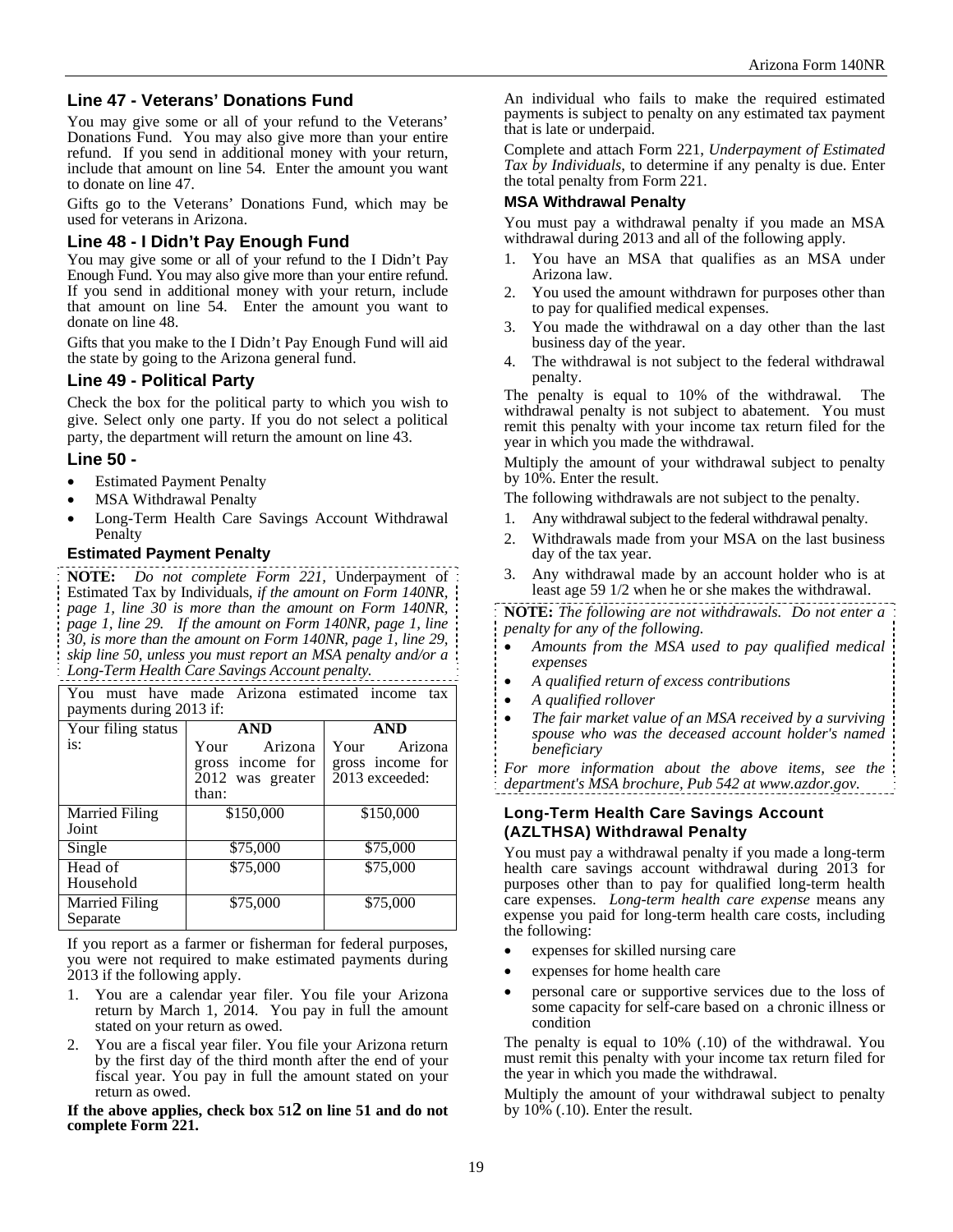## Line 47 - Veterans' Donations Fund

You may give some or all of your refund to the Veterans' Donations Fund. You may also give more than your entire refund. If you send in additional money with your return, include that amount on line 54. Enter the amount you want to donate on line 47.

Gifts go to the Veterans' Donations Fund, which may be used for veterans in Arizona.

## Line 48 - I Didn't Pay Enough Fund

You may give some or all of your refund to the I Didn't Pay Enough Fund. You may also give more than your entire refund. If you send in additional money with your return, include that amount on line 54. Enter the amount you want to donate on line 48.

Gifts that you make to the I Didn't Pay Enough Fund will aid the state by going to the Arizona general fund.

## Line 49 - Political Party

Check the box for the political party to which you wish to give. Select only one party. If you do not select a political party, the department will return the amount on line 43.

## Line 50 -

- Estimated Payment Penalty
- MSA Withdrawal Penalty
- Long-Term Health Care Savings Account Withdrawal Penalty

### Estimated Payment Penalty

**NOTE:** *Do not complete Form 221,* Underpayment of Estimated Tax by Individuals, *if the amount on Form 140NR, page 1, line 30 is more than the amount on Form 140NR, page 1, line 29. If the amount on Form 140NR, page 1, line 30, is more than the amount on Form 140NR, page 1, line 29, skip line 50, unless you must report an MSA penalty and/or a Long-Term Health Care Savings Account penalty.*

You must have made Arizona estimated income tax payments during 2013 if:

| Your filing status is: | **AND** Your Arizona gross income for 2012 was greater than: | **AND** Your Arizona gross income for 2013 exceeded: |
|---|---|---|
| Married Filing Joint | $150,000 | $150,000 |
| Single | $75,000 | $75,000 |
| Head of Household | $75,000 | $75,000 |
| Married Filing Separate | $75,000 | $75,000 |

If you report as a farmer or fisherman for federal purposes, you were not required to make estimated payments during 2013 if the following apply.

1. You are a calendar year filer. You file your Arizona return by March 1, 2014. You pay in full the amount stated on your return as owed.
2. You are a fiscal year filer. You file your Arizona return by the first day of the third month after the end of your fiscal year. You pay in full the amount stated on your return as owed.

**If the above applies, check box 512 on line 51 and do not complete Form 221.**

An individual who fails to make the required estimated payments is subject to penalty on any estimated tax payment that is late or underpaid.

Complete and attach Form 221, *Underpayment of Estimated Tax by Individuals*, to determine if any penalty is due. Enter the total penalty from Form 221.

### MSA Withdrawal Penalty

You must pay a withdrawal penalty if you made an MSA withdrawal during 2013 and all of the following apply.

1. You have an MSA that qualifies as an MSA under Arizona law.
2. You used the amount withdrawn for purposes other than to pay for qualified medical expenses.
3. You made the withdrawal on a day other than the last business day of the year.
4. The withdrawal is not subject to the federal withdrawal penalty.

The penalty is equal to 10% of the withdrawal. The withdrawal penalty is not subject to abatement. You must remit this penalty with your income tax return filed for the year in which you made the withdrawal.

Multiply the amount of your withdrawal subject to penalty by 10%. Enter the result.

The following withdrawals are not subject to the penalty.

1. Any withdrawal subject to the federal withdrawal penalty.
2. Withdrawals made from your MSA on the last business day of the tax year.
3. Any withdrawal made by an account holder who is at least age 59 1/2 when he or she makes the withdrawal.

**NOTE:** *The following are not withdrawals. Do not enter a penalty for any of the following.*

- *Amounts from the MSA used to pay qualified medical expenses*
- *A qualified return of excess contributions*
- *A qualified rollover*
- *The fair market value of an MSA received by a surviving spouse who was the deceased account holder's named beneficiary*

*For more information about the above items, see the department's MSA brochure, Pub 542 at www.azdor.gov.*

### Long-Term Health Care Savings Account (AZLTHSA) Withdrawal Penalty

You must pay a withdrawal penalty if you made a long-term health care savings account withdrawal during 2013 for purposes other than to pay for qualified long-term health care expenses. *Long-term health care expense* means any expense you paid for long-term health care costs, including the following:

- expenses for skilled nursing care
- expenses for home health care
- personal care or supportive services due to the loss of some capacity for self-care based on a chronic illness or condition

The penalty is equal to 10% (.10) of the withdrawal. You must remit this penalty with your income tax return filed for the year in which you made the withdrawal.

Multiply the amount of your withdrawal subject to penalty by 10% (.10). Enter the result.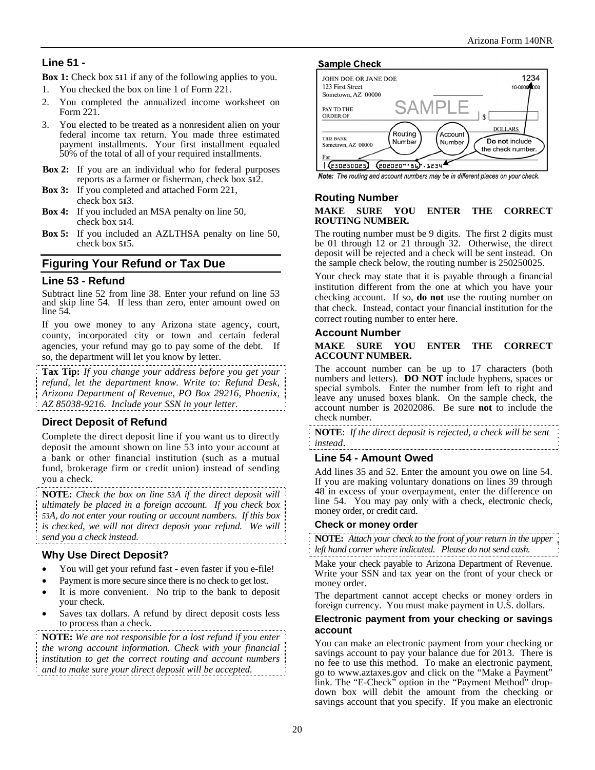## Line 51 -

**Box 1:** Check box 511 if any of the following applies to you.

1. You checked the box on line 1 of Form 221.
2. You completed the annualized income worksheet on Form 221.
3. You elected to be treated as a nonresident alien on your federal income tax return. You made three estimated payment installments. Your first installment equaled 50% of the total of all of your required installments.

**Box 2:** If you are an individual who for federal purposes reports as a farmer or fisherman, check box 512.

**Box 3:** If you completed and attached Form 221, check box 513.

**Box 4:** If you included an MSA penalty on line 50, check box 514.

**Box 5:** If you included an AZLTHSA penalty on line 50, check box 515.

## Figuring Your Refund or Tax Due

### Line 53 - Refund

Subtract line 52 from line 38. Enter your refund on line 53 and skip line 54. If less than zero, enter amount owed on line 54.

If you owe money to any Arizona state agency, court, county, incorporated city or town and certain federal agencies, your refund may go to pay some of the debt. If so, the department will let you know by letter.

**Tax Tip:** *If you change your address before you get your refund, let the department know. Write to: Refund Desk, Arizona Department of Revenue, PO Box 29216, Phoenix, AZ 85038-9216. Include your SSN in your letter.*

### Direct Deposit of Refund

Complete the direct deposit line if you want us to directly deposit the amount shown on line 53 into your account at a bank or other financial institution (such as a mutual fund, brokerage firm or credit union) instead of sending you a check.

**NOTE:** *Check the box on line 53A if the direct deposit will ultimately be placed in a foreign account. If you check box 53A, do not enter your routing or account numbers. If this box is checked, we will not direct deposit your refund. We will send you a check instead.*

### Why Use Direct Deposit?

- You will get your refund fast - even faster if you e-file!
- Payment is more secure since there is no check to get lost.
- It is more convenient. No trip to the bank to deposit your check.
- Saves tax dollars. A refund by direct deposit costs less to process than a check.

**NOTE:** *We are not responsible for a lost refund if you enter the wrong account information. Check with your financial institution to get the correct routing and account numbers and to make sure your direct deposit will be accepted.*

**Sample Check**

JOHN DOE OR JANE DOE
123 First Street
Sometown, AZ 00000

1234
10-0000/0000

PAY TO THE ORDER OF — SAMPLE — $ — DOLLARS

THIS BANK
Sometown, AZ 00000

For

Routing Number — Account Number — Do **not** include the check number.

|:250250025|: 202020"'86"'.1234

*Note: The routing and account numbers may be in different places on your check.*

### Routing Number

**MAKE SURE YOU ENTER THE CORRECT ROUTING NUMBER.**

The routing number must be 9 digits. The first 2 digits must be 01 through 12 or 21 through 32. Otherwise, the direct deposit will be rejected and a check will be sent instead. On the sample check below, the routing number is 250250025.

Your check may state that it is payable through a financial institution different from the one at which you have your checking account. If so, **do not** use the routing number on that check. Instead, contact your financial institution for the correct routing number to enter here.

### Account Number

**MAKE SURE YOU ENTER THE CORRECT ACCOUNT NUMBER.**

The account number can be up to 17 characters (both numbers and letters). **DO NOT** include hyphens, spaces or special symbols. Enter the number from left to right and leave any unused boxes blank. On the sample check, the account number is 20202086. Be sure **not** to include the check number.

**NOTE**: *If the direct deposit is rejected, a check will be sent instead*.

### Line 54 - Amount Owed

Add lines 35 and 52. Enter the amount you owe on line 54. If you are making voluntary donations on lines 39 through 48 in excess of your overpayment, enter the difference on line 54. You may pay only with a check, electronic check, money order, or credit card.

#### Check or money order

**NOTE:** *Attach your check to the front of your return in the upper left hand corner where indicated. Please do not send cash.*

Make your check payable to Arizona Department of Revenue. Write your SSN and tax year on the front of your check or money order.

The department cannot accept checks or money orders in foreign currency. You must make payment in U.S. dollars.

#### Electronic payment from your checking or savings account

You can make an electronic payment from your checking or savings account to pay your balance due for 2013. There is no fee to use this method. To make an electronic payment, go to www.aztaxes.gov and click on the "Make a Payment" link. The "E-Check" option in the "Payment Method" drop-down box will debit the amount from the checking or savings account that you specify. If you make an electronic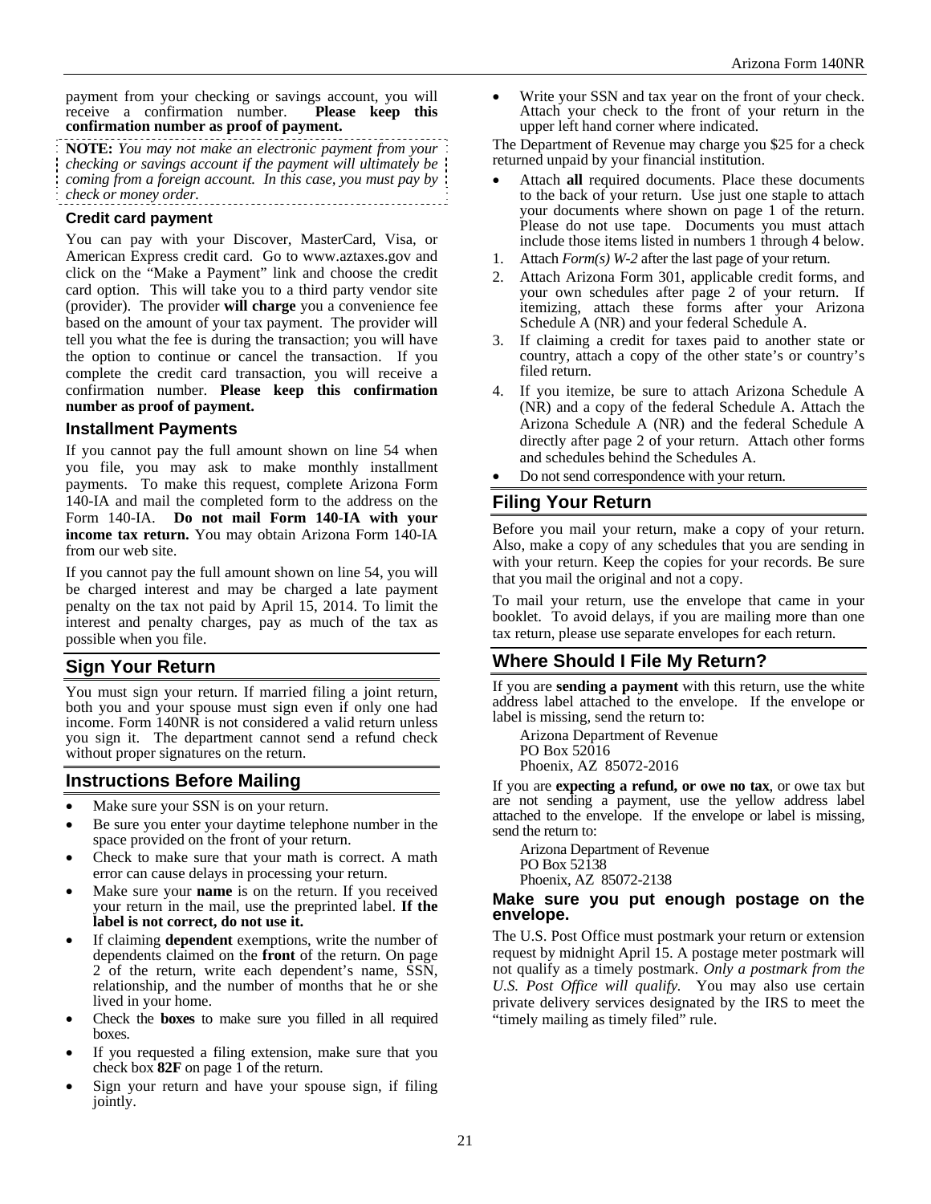payment from your checking or savings account, you will receive a confirmation number. **Please keep this confirmation number as proof of payment.**

**NOTE:** *You may not make an electronic payment from your checking or savings account if the payment will ultimately be coming from a foreign account. In this case, you must pay by check or money order.*

### Credit card payment

You can pay with your Discover, MasterCard, Visa, or American Express credit card. Go to www.aztaxes.gov and click on the "Make a Payment" link and choose the credit card option. This will take you to a third party vendor site (provider). The provider **will charge** you a convenience fee based on the amount of your tax payment. The provider will tell you what the fee is during the transaction; you will have the option to continue or cancel the transaction. If you complete the credit card transaction, you will receive a confirmation number. **Please keep this confirmation number as proof of payment.**

### Installment Payments

If you cannot pay the full amount shown on line 54 when you file, you may ask to make monthly installment payments. To make this request, complete Arizona Form 140-IA and mail the completed form to the address on the Form 140-IA. **Do not mail Form 140-IA with your income tax return.** You may obtain Arizona Form 140-IA from our web site.

If you cannot pay the full amount shown on line 54, you will be charged interest and may be charged a late payment penalty on the tax not paid by April 15, 2014. To limit the interest and penalty charges, pay as much of the tax as possible when you file.

## Sign Your Return

You must sign your return. If married filing a joint return, both you and your spouse must sign even if only one had income. Form 140NR is not considered a valid return unless you sign it. The department cannot send a refund check without proper signatures on the return.

## Instructions Before Mailing

- Make sure your SSN is on your return.
- Be sure you enter your daytime telephone number in the space provided on the front of your return.
- Check to make sure that your math is correct. A math error can cause delays in processing your return.
- Make sure your **name** is on the return. If you received your return in the mail, use the preprinted label. **If the label is not correct, do not use it.**
- If claiming **dependent** exemptions, write the number of dependents claimed on the **front** of the return. On page 2 of the return, write each dependent's name, SSN, relationship, and the number of months that he or she lived in your home.
- Check the **boxes** to make sure you filled in all required boxes.
- If you requested a filing extension, make sure that you check box **82F** on page 1 of the return.
- Sign your return and have your spouse sign, if filing jointly.
- Write your SSN and tax year on the front of your check. Attach your check to the front of your return in the upper left hand corner where indicated.

The Department of Revenue may charge you $25 for a check returned unpaid by your financial institution.

- Attach **all** required documents. Place these documents to the back of your return. Use just one staple to attach your documents where shown on page 1 of the return. Please do not use tape. Documents you must attach include those items listed in numbers 1 through 4 below.

1. Attach *Form(s) W-2* after the last page of your return.
2. Attach Arizona Form 301, applicable credit forms, and your own schedules after page 2 of your return. If itemizing, attach these forms after your Arizona Schedule A (NR) and your federal Schedule A.
3. If claiming a credit for taxes paid to another state or country, attach a copy of the other state's or country's filed return.
4. If you itemize, be sure to attach Arizona Schedule A (NR) and a copy of the federal Schedule A. Attach the Arizona Schedule A (NR) and the federal Schedule A directly after page 2 of your return. Attach other forms and schedules behind the Schedules A.

- Do not send correspondence with your return.

## Filing Your Return

Before you mail your return, make a copy of your return. Also, make a copy of any schedules that you are sending in with your return. Keep the copies for your records. Be sure that you mail the original and not a copy.

To mail your return, use the envelope that came in your booklet. To avoid delays, if you are mailing more than one tax return, please use separate envelopes for each return.

## Where Should I File My Return?

If you are **sending a payment** with this return, use the white address label attached to the envelope. If the envelope or label is missing, send the return to:

Arizona Department of Revenue
PO Box 52016
Phoenix, AZ 85072-2016

If you are **expecting a refund, or owe no tax**, or owe tax but are not sending a payment, use the yellow address label attached to the envelope. If the envelope or label is missing, send the return to:

Arizona Department of Revenue
PO Box 52138
Phoenix, AZ 85072-2138

### Make sure you put enough postage on the envelope.

The U.S. Post Office must postmark your return or extension request by midnight April 15. A postage meter postmark will not qualify as a timely postmark. *Only a postmark from the U.S. Post Office will qualify.* You may also use certain private delivery services designated by the IRS to meet the "timely mailing as timely filed" rule.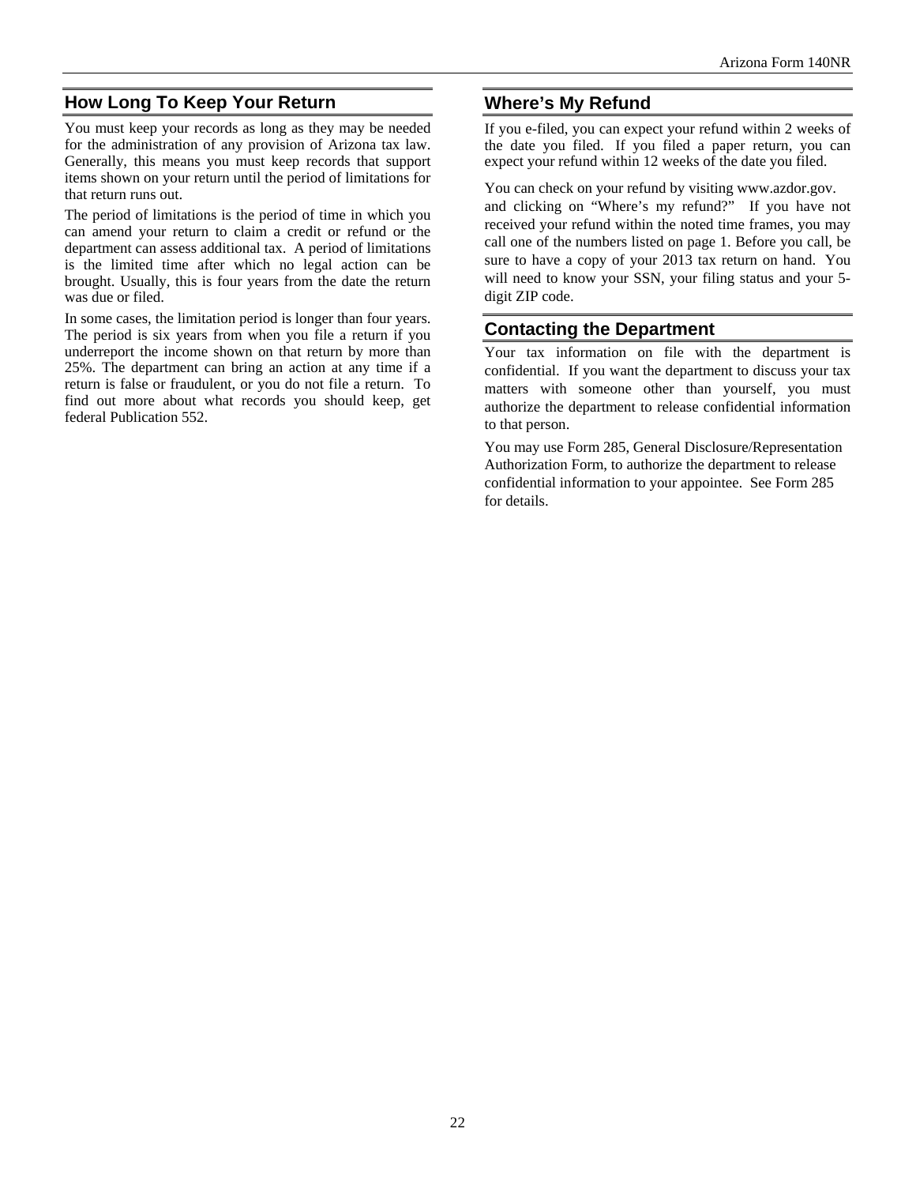## How Long To Keep Your Return

You must keep your records as long as they may be needed for the administration of any provision of Arizona tax law. Generally, this means you must keep records that support items shown on your return until the period of limitations for that return runs out.

The period of limitations is the period of time in which you can amend your return to claim a credit or refund or the department can assess additional tax. A period of limitations is the limited time after which no legal action can be brought. Usually, this is four years from the date the return was due or filed.

In some cases, the limitation period is longer than four years. The period is six years from when you file a return if you underreport the income shown on that return by more than 25%. The department can bring an action at any time if a return is false or fraudulent, or you do not file a return. To find out more about what records you should keep, get federal Publication 552.

## Where's My Refund

If you e-filed, you can expect your refund within 2 weeks of the date you filed. If you filed a paper return, you can expect your refund within 12 weeks of the date you filed.

You can check on your refund by visiting www.azdor.gov. and clicking on "Where's my refund?" If you have not received your refund within the noted time frames, you may call one of the numbers listed on page 1. Before you call, be sure to have a copy of your 2013 tax return on hand. You will need to know your SSN, your filing status and your 5-digit ZIP code.

## Contacting the Department

Your tax information on file with the department is confidential. If you want the department to discuss your tax matters with someone other than yourself, you must authorize the department to release confidential information to that person.

You may use Form 285, General Disclosure/Representation Authorization Form, to authorize the department to release confidential information to your appointee. See Form 285 for details.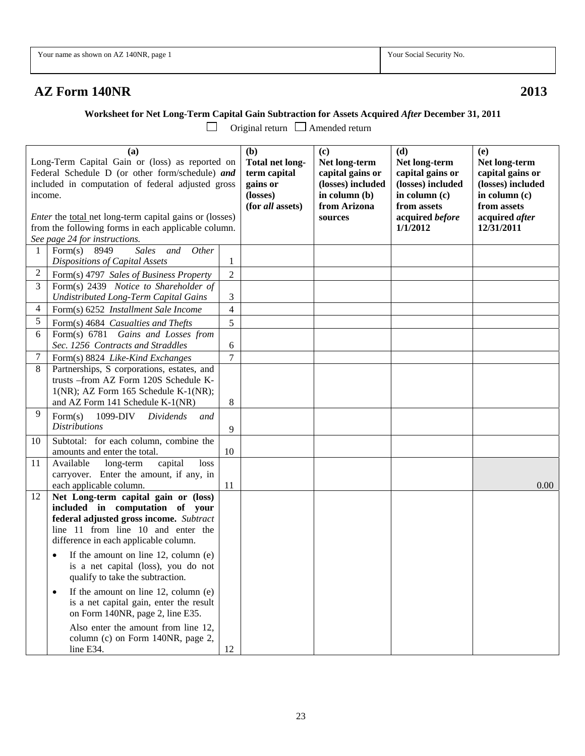| Your name as shown on AZ 140NR, page 1 | Your Social Security No. |
|---|---|
| | |

# AZ Form 140NR 2013

**Worksheet for Net Long-Term Capital Gain Subtraction for Assets Acquired *After* December 31, 2011**

☐ Original return ☐ Amended return

| | **(a)** Long-Term Capital Gain or (loss) as reported on Federal Schedule D (or other form/schedule) ***and*** included in computation of federal adjusted gross income. *Enter* the total net long-term capital gains or (losses) from the following forms in each applicable column. *See page 24 for instructions.* | | **(b)** Total net long-term capital gains or (losses) (for *all* assets) | **(c)** Net long-term capital gains or (losses) included in column (b) from Arizona sources | **(d)** Net long-term capital gains or (losses) included in column (c) from assets acquired *before* 1/1/2012 | **(e)** Net long-term capital gains or (losses) included in column (c) from assets acquired *after* 12/31/2011 |
|---|---|---|---|---|---|---|
| 1 | Form(s) 8949 *Sales and Other Dispositions of Capital Assets* | 1 | | | | |
| 2 | Form(s) 4797 *Sales of Business Property* | 2 | | | | |
| 3 | Form(s) 2439 *Notice to Shareholder of Undistributed Long-Term Capital Gains* | 3 | | | | |
| 4 | Form(s) 6252 *Installment Sale Income* | 4 | | | | |
| 5 | Form(s) 4684 *Casualties and Thefts* | 5 | | | | |
| 6 | Form(s) 6781 *Gains and Losses from Sec. 1256 Contracts and Straddles* | 6 | | | | |
| 7 | Form(s) 8824 *Like-Kind Exchanges* | 7 | | | | |
| 8 | Partnerships, S corporations, estates, and trusts –from AZ Form 120S Schedule K-1(NR); AZ Form 165 Schedule K-1(NR); and AZ Form 141 Schedule K-1(NR) | 8 | | | | |
| 9 | Form(s) 1099-DIV *Dividends and Distributions* | 9 | | | | |
| 10 | Subtotal: for each column, combine the amounts and enter the total. | 10 | | | | |
| 11 | Available long-term capital loss carryover. Enter the amount, if any, in each applicable column. | 11 | | | | 0.00 |
| 12 | **Net Long-term capital gain or (loss) included in computation of your federal adjusted gross income.** *Subtract* line 11 from line 10 and enter the difference in each applicable column. • If the amount on line 12, column (e) is a net capital (loss), you do not qualify to take the subtraction. • If the amount on line 12, column (e) is a net capital gain, enter the result on Form 140NR, page 2, line E35. Also enter the amount from line 12, column (c) on Form 140NR, page 2, line E34. | 12 | | | | |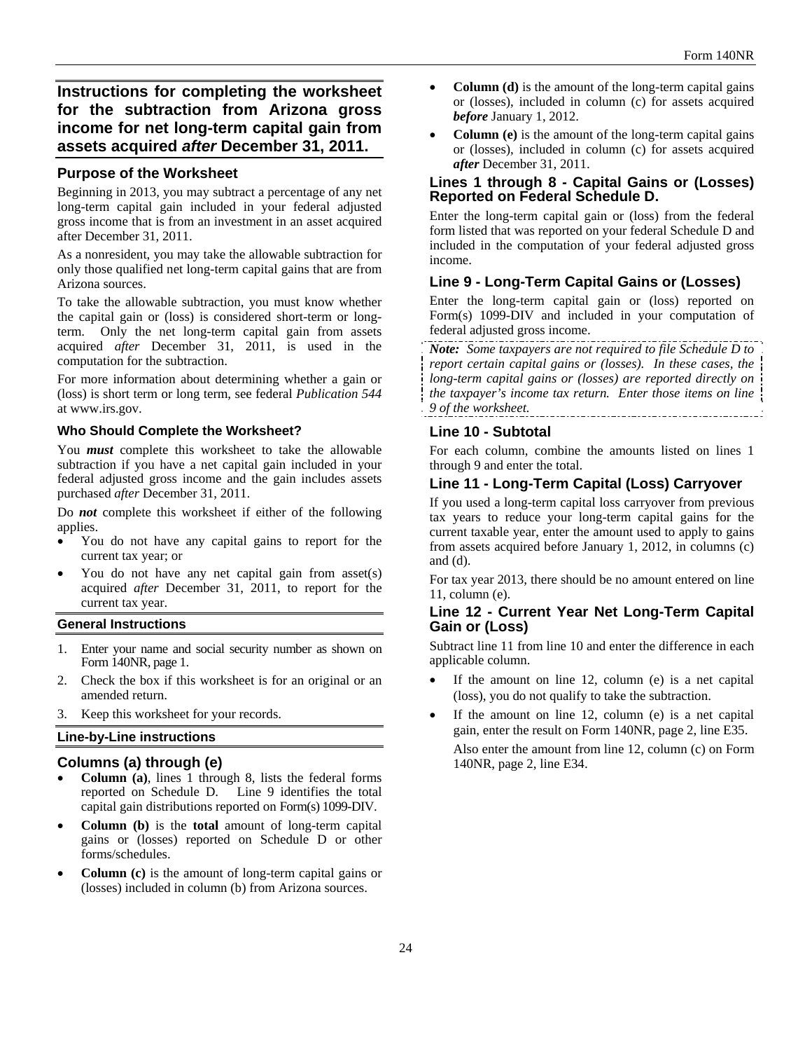## Instructions for completing the worksheet for the subtraction from Arizona gross income for net long-term capital gain from assets acquired *after* December 31, 2011.

### Purpose of the Worksheet

Beginning in 2013, you may subtract a percentage of any net long-term capital gain included in your federal adjusted gross income that is from an investment in an asset acquired after December 31, 2011.

As a nonresident, you may take the allowable subtraction for only those qualified net long-term capital gains that are from Arizona sources.

To take the allowable subtraction, you must know whether the capital gain or (loss) is considered short-term or long-term. Only the net long-term capital gain from assets acquired *after* December 31, 2011, is used in the computation for the subtraction.

For more information about determining whether a gain or (loss) is short term or long term, see federal *Publication 544* at www.irs.gov.

#### Who Should Complete the Worksheet?

You ***must*** complete this worksheet to take the allowable subtraction if you have a net capital gain included in your federal adjusted gross income and the gain includes assets purchased *after* December 31, 2011.

Do ***not*** complete this worksheet if either of the following applies.

- You do not have any capital gains to report for the current tax year; or
- You do not have any net capital gain from asset(s) acquired *after* December 31, 2011, to report for the current tax year.

#### General Instructions

1. Enter your name and social security number as shown on Form 140NR, page 1.
2. Check the box if this worksheet is for an original or an amended return.
3. Keep this worksheet for your records.

#### Line-by-Line instructions

### Columns (a) through (e)

- **Column (a)**, lines 1 through 8, lists the federal forms reported on Schedule D. Line 9 identifies the total capital gain distributions reported on Form(s) 1099-DIV.
- **Column (b)** is the **total** amount of long-term capital gains or (losses) reported on Schedule D or other forms/schedules.
- **Column (c)** is the amount of long-term capital gains or (losses) included in column (b) from Arizona sources.
- **Column (d)** is the amount of the long-term capital gains or (losses), included in column (c) for assets acquired ***before*** January 1, 2012.
- **Column (e)** is the amount of the long-term capital gains or (losses), included in column (c) for assets acquired ***after*** December 31, 2011.

### Lines 1 through 8 - Capital Gains or (Losses) Reported on Federal Schedule D.

Enter the long-term capital gain or (loss) from the federal form listed that was reported on your federal Schedule D and included in the computation of your federal adjusted gross income.

### Line 9 - Long-Term Capital Gains or (Losses)

Enter the long-term capital gain or (loss) reported on Form(s) 1099-DIV and included in your computation of federal adjusted gross income.

***Note:*** *Some taxpayers are not required to file Schedule D to report certain capital gains or (losses). In these cases, the long-term capital gains or (losses) are reported directly on the taxpayer's income tax return. Enter those items on line 9 of the worksheet.*

### Line 10 - Subtotal

For each column, combine the amounts listed on lines 1 through 9 and enter the total.

### Line 11 - Long-Term Capital (Loss) Carryover

If you used a long-term capital loss carryover from previous tax years to reduce your long-term capital gains for the current taxable year, enter the amount used to apply to gains from assets acquired before January 1, 2012, in columns (c) and (d).

For tax year 2013, there should be no amount entered on line 11, column (e).

### Line 12 - Current Year Net Long-Term Capital Gain or (Loss)

Subtract line 11 from line 10 and enter the difference in each applicable column.

- If the amount on line 12, column (e) is a net capital (loss), you do not qualify to take the subtraction.
- If the amount on line 12, column (e) is a net capital gain, enter the result on Form 140NR, page 2, line E35.

  Also enter the amount from line 12, column (c) on Form 140NR, page 2, line E34.